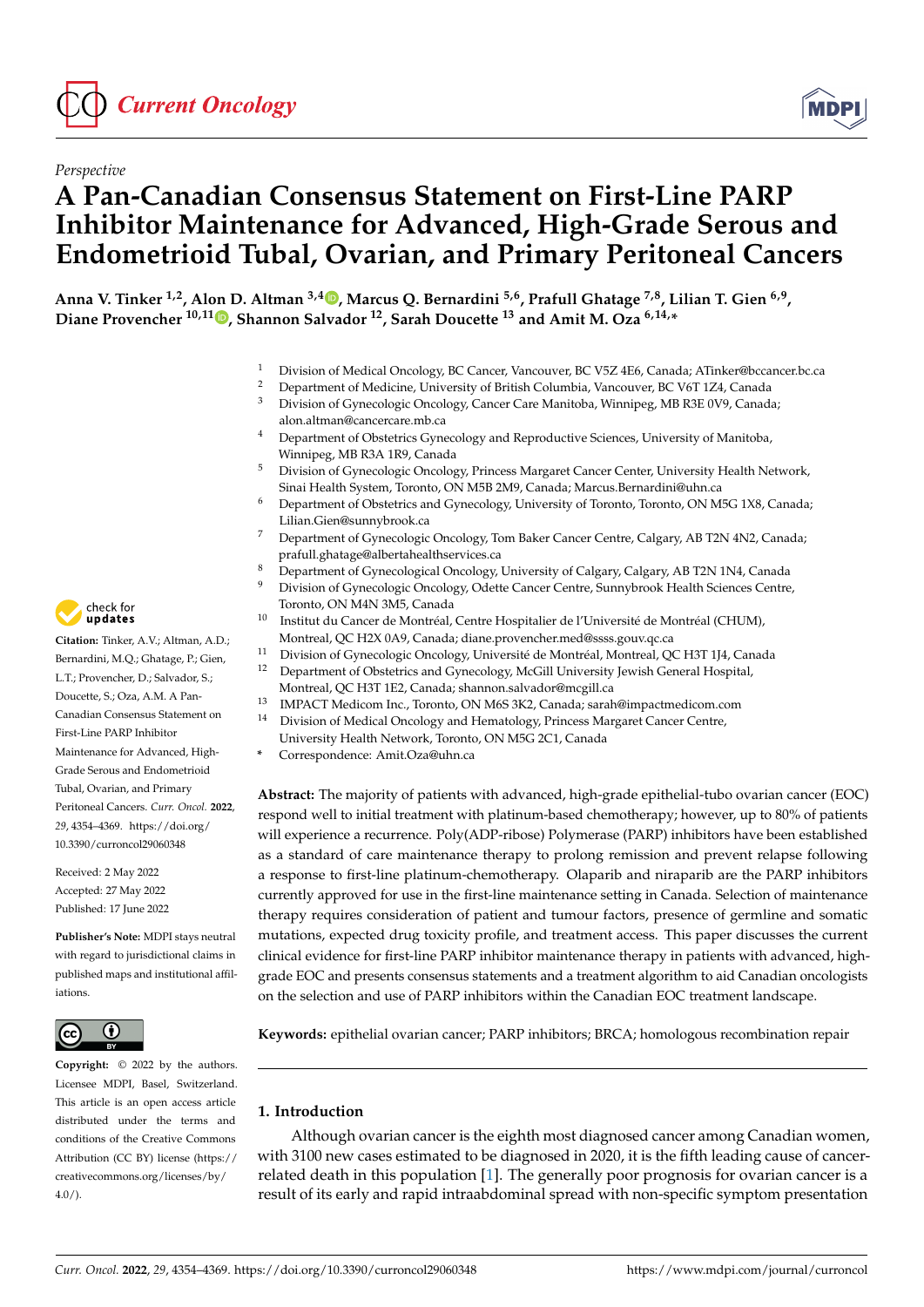*Perspective*

# A Pan-Canadian Consensus Statement on First-Line PARP Inhibitor Maintenance for Advanced, High-Grade Serous and Endometrioid Tubal, Ovarian, and Primary Peritoneal Cancers

**Anna V. Tinker [1,2], Alon D. Altman [3,4], Marcus Q. Bernardini [5,6], Prafull Ghatage [7,8], Lilian T. Gien [6,9], Diane Provencher [10,11], Shannon Salvador [12], Sarah Doucette [13] and Amit M. Oza [6,14,*]**

1. Division of Medical Oncology, BC Cancer, Vancouver, BC V5Z 4E6, Canada; ATinker@bccancer.bc.ca
2. Department of Medicine, University of British Columbia, Vancouver, BC V6T 1Z4, Canada
3. Division of Gynecologic Oncology, Cancer Care Manitoba, Winnipeg, MB R3E 0V9, Canada; alon.altman@cancercare.mb.ca
4. Department of Obstetrics Gynecology and Reproductive Sciences, University of Manitoba, Winnipeg, MB R3A 1R9, Canada
5. Division of Gynecologic Oncology, Princess Margaret Cancer Center, University Health Network, Sinai Health System, Toronto, ON M5B 2M9, Canada; Marcus.Bernardini@uhn.ca
6. Department of Obstetrics and Gynecology, University of Toronto, Toronto, ON M5G 1X8, Canada; Lilian.Gien@sunnybrook.ca
7. Department of Gynecologic Oncology, Tom Baker Cancer Centre, Calgary, AB T2N 4N2, Canada; prafull.ghatage@albertahealthservices.ca
8. Department of Gynecological Oncology, University of Calgary, Calgary, AB T2N 1N4, Canada
9. Division of Gynecologic Oncology, Odette Cancer Centre, Sunnybrook Health Sciences Centre, Toronto, ON M4N 3M5, Canada
10. Institut du Cancer de Montréal, Centre Hospitalier de l'Université de Montréal (CHUM), Montreal, QC H2X 0A9, Canada; diane.provencher.med@ssss.gouv.qc.ca
11. Division of Gynecologic Oncology, Université de Montréal, Montreal, QC H3T 1J4, Canada
12. Department of Obstetrics and Gynecology, McGill University Jewish General Hospital, Montreal, QC H3T 1E2, Canada; shannon.salvador@mcgill.ca
13. IMPACT Medicom Inc., Toronto, ON M6S 3K2, Canada; sarah@impactmedicom.com
14. Division of Medical Oncology and Hematology, Princess Margaret Cancer Centre, University Health Network, Toronto, ON M5G 2C1, Canada

\* Correspondence: Amit.Oza@uhn.ca

**Citation:** Tinker, A.V.; Altman, A.D.; Bernardini, M.Q.; Ghatage, P.; Gien, L.T.; Provencher, D.; Salvador, S.; Doucette, S.; Oza, A.M. A Pan-Canadian Consensus Statement on First-Line PARP Inhibitor Maintenance for Advanced, High-Grade Serous and Endometrioid Tubal, Ovarian, and Primary Peritoneal Cancers. *Curr. Oncol.* **2022**, *29*, 4354–4369. https://doi.org/10.3390/curroncol29060348

Received: 2 May 2022
Accepted: 27 May 2022
Published: 17 June 2022

**Publisher's Note:** MDPI stays neutral with regard to jurisdictional claims in published maps and institutional affiliations.

**Copyright:** © 2022 by the authors. Licensee MDPI, Basel, Switzerland. This article is an open access article distributed under the terms and conditions of the Creative Commons Attribution (CC BY) license (https://creativecommons.org/licenses/by/4.0/).

**Abstract:** The majority of patients with advanced, high-grade epithelial-tubo ovarian cancer (EOC) respond well to initial treatment with platinum-based chemotherapy; however, up to 80% of patients will experience a recurrence. Poly(ADP-ribose) Polymerase (PARP) inhibitors have been established as a standard of care maintenance therapy to prolong remission and prevent relapse following a response to first-line platinum-chemotherapy. Olaparib and niraparib are the PARP inhibitors currently approved for use in the first-line maintenance setting in Canada. Selection of maintenance therapy requires consideration of patient and tumour factors, presence of germline and somatic mutations, expected drug toxicity profile, and treatment access. This paper discusses the current clinical evidence for first-line PARP inhibitor maintenance therapy in patients with advanced, high-grade EOC and presents consensus statements and a treatment algorithm to aid Canadian oncologists on the selection and use of PARP inhibitors within the Canadian EOC treatment landscape.

**Keywords:** epithelial ovarian cancer; PARP inhibitors; BRCA; homologous recombination repair

## 1. Introduction

Although ovarian cancer is the eighth most diagnosed cancer among Canadian women, with 3100 new cases estimated to be diagnosed in 2020, it is the fifth leading cause of cancer-related death in this population [1]. The generally poor prognosis for ovarian cancer is a result of its early and rapid intraabdominal spread with non-specific symptom presentation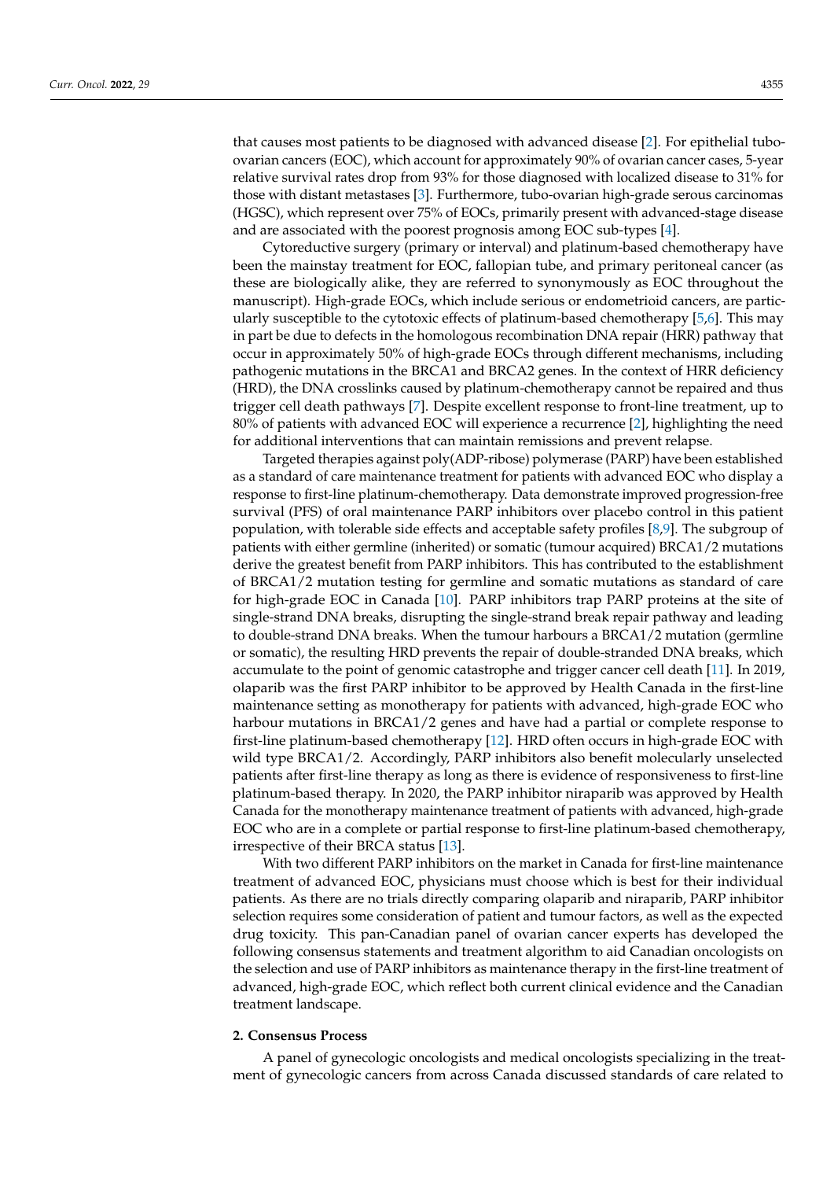that causes most patients to be diagnosed with advanced disease [2]. For epithelial tubo-ovarian cancers (EOC), which account for approximately 90% of ovarian cancer cases, 5-year relative survival rates drop from 93% for those diagnosed with localized disease to 31% for those with distant metastases [3]. Furthermore, tubo-ovarian high-grade serous carcinomas (HGSC), which represent over 75% of EOCs, primarily present with advanced-stage disease and are associated with the poorest prognosis among EOC sub-types [4].

Cytoreductive surgery (primary or interval) and platinum-based chemotherapy have been the mainstay treatment for EOC, fallopian tube, and primary peritoneal cancer (as these are biologically alike, they are referred to synonymously as EOC throughout the manuscript). High-grade EOCs, which include serious or endometrioid cancers, are particularly susceptible to the cytotoxic effects of platinum-based chemotherapy [5,6]. This may in part be due to defects in the homologous recombination DNA repair (HRR) pathway that occur in approximately 50% of high-grade EOCs through different mechanisms, including pathogenic mutations in the BRCA1 and BRCA2 genes. In the context of HRR deficiency (HRD), the DNA crosslinks caused by platinum-chemotherapy cannot be repaired and thus trigger cell death pathways [7]. Despite excellent response to front-line treatment, up to 80% of patients with advanced EOC will experience a recurrence [2], highlighting the need for additional interventions that can maintain remissions and prevent relapse.

Targeted therapies against poly(ADP-ribose) polymerase (PARP) have been established as a standard of care maintenance treatment for patients with advanced EOC who display a response to first-line platinum-chemotherapy. Data demonstrate improved progression-free survival (PFS) of oral maintenance PARP inhibitors over placebo control in this patient population, with tolerable side effects and acceptable safety profiles [8,9]. The subgroup of patients with either germline (inherited) or somatic (tumour acquired) BRCA1/2 mutations derive the greatest benefit from PARP inhibitors. This has contributed to the establishment of BRCA1/2 mutation testing for germline and somatic mutations as standard of care for high-grade EOC in Canada [10]. PARP inhibitors trap PARP proteins at the site of single-strand DNA breaks, disrupting the single-strand break repair pathway and leading to double-strand DNA breaks. When the tumour harbours a BRCA1/2 mutation (germline or somatic), the resulting HRD prevents the repair of double-stranded DNA breaks, which accumulate to the point of genomic catastrophe and trigger cancer cell death [11]. In 2019, olaparib was the first PARP inhibitor to be approved by Health Canada in the first-line maintenance setting as monotherapy for patients with advanced, high-grade EOC who harbour mutations in BRCA1/2 genes and have had a partial or complete response to first-line platinum-based chemotherapy [12]. HRD often occurs in high-grade EOC with wild type BRCA1/2. Accordingly, PARP inhibitors also benefit molecularly unselected patients after first-line therapy as long as there is evidence of responsiveness to first-line platinum-based therapy. In 2020, the PARP inhibitor niraparib was approved by Health Canada for the monotherapy maintenance treatment of patients with advanced, high-grade EOC who are in a complete or partial response to first-line platinum-based chemotherapy, irrespective of their BRCA status [13].

With two different PARP inhibitors on the market in Canada for first-line maintenance treatment of advanced EOC, physicians must choose which is best for their individual patients. As there are no trials directly comparing olaparib and niraparib, PARP inhibitor selection requires some consideration of patient and tumour factors, as well as the expected drug toxicity. This pan-Canadian panel of ovarian cancer experts has developed the following consensus statements and treatment algorithm to aid Canadian oncologists on the selection and use of PARP inhibitors as maintenance therapy in the first-line treatment of advanced, high-grade EOC, which reflect both current clinical evidence and the Canadian treatment landscape.

## 2. Consensus Process

A panel of gynecologic oncologists and medical oncologists specializing in the treatment of gynecologic cancers from across Canada discussed standards of care related to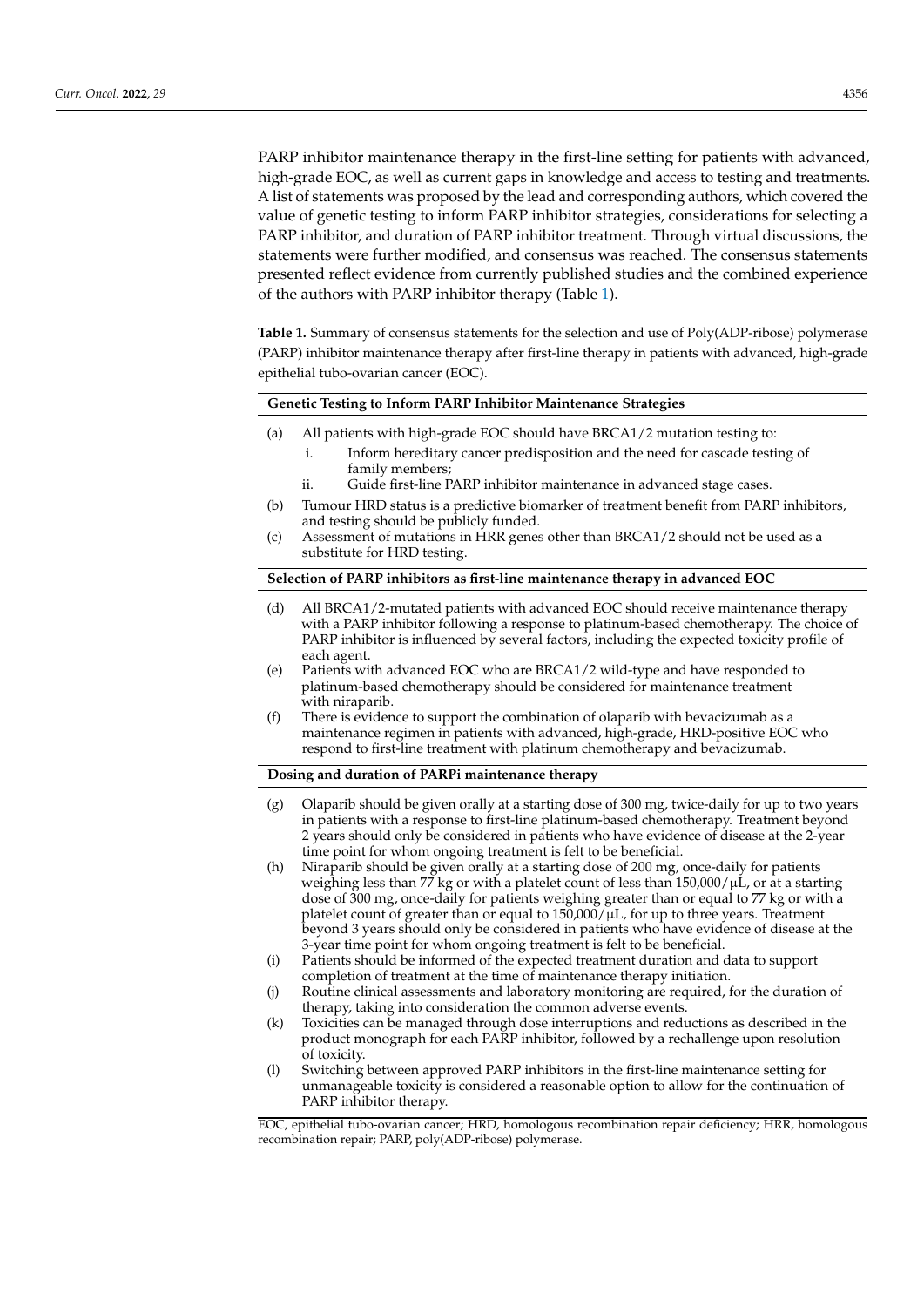PARP inhibitor maintenance therapy in the first-line setting for patients with advanced, high-grade EOC, as well as current gaps in knowledge and access to testing and treatments. A list of statements was proposed by the lead and corresponding authors, which covered the value of genetic testing to inform PARP inhibitor strategies, considerations for selecting a PARP inhibitor, and duration of PARP inhibitor treatment. Through virtual discussions, the statements were further modified, and consensus was reached. The consensus statements presented reflect evidence from currently published studies and the combined experience of the authors with PARP inhibitor therapy (Table 1).

**Table 1.** Summary of consensus statements for the selection and use of Poly(ADP-ribose) polymerase (PARP) inhibitor maintenance therapy after first-line therapy in patients with advanced, high-grade epithelial tubo-ovarian cancer (EOC).

**Genetic Testing to Inform PARP Inhibitor Maintenance Strategies**

(a) All patients with high-grade EOC should have BRCA1/2 mutation testing to:
   i. Inform hereditary cancer predisposition and the need for cascade testing of family members;
   ii. Guide first-line PARP inhibitor maintenance in advanced stage cases.

(b) Tumour HRD status is a predictive biomarker of treatment benefit from PARP inhibitors, and testing should be publicly funded.

(c) Assessment of mutations in HRR genes other than BRCA1/2 should not be used as a substitute for HRD testing.

**Selection of PARP inhibitors as first-line maintenance therapy in advanced EOC**

(d) All BRCA1/2-mutated patients with advanced EOC should receive maintenance therapy with a PARP inhibitor following a response to platinum-based chemotherapy. The choice of PARP inhibitor is influenced by several factors, including the expected toxicity profile of each agent.

(e) Patients with advanced EOC who are BRCA1/2 wild-type and have responded to platinum-based chemotherapy should be considered for maintenance treatment with niraparib.

(f) There is evidence to support the combination of olaparib with bevacizumab as a maintenance regimen in patients with advanced, high-grade, HRD-positive EOC who respond to first-line treatment with platinum chemotherapy and bevacizumab.

**Dosing and duration of PARPi maintenance therapy**

(g) Olaparib should be given orally at a starting dose of 300 mg, twice-daily for up to two years in patients with a response to first-line platinum-based chemotherapy. Treatment beyond 2 years should only be considered in patients who have evidence of disease at the 2-year time point for whom ongoing treatment is felt to be beneficial.

(h) Niraparib should be given orally at a starting dose of 200 mg, once-daily for patients weighing less than 77 kg or with a platelet count of less than 150,000/μL, or at a starting dose of 300 mg, once-daily for patients weighing greater than or equal to 77 kg or with a platelet count of greater than or equal to 150,000/μL, for up to three years. Treatment beyond 3 years should only be considered in patients who have evidence of disease at the 3-year time point for whom ongoing treatment is felt to be beneficial.

(i) Patients should be informed of the expected treatment duration and data to support completion of treatment at the time of maintenance therapy initiation.

(j) Routine clinical assessments and laboratory monitoring are required, for the duration of therapy, taking into consideration the common adverse events.

(k) Toxicities can be managed through dose interruptions and reductions as described in the product monograph for each PARP inhibitor, followed by a rechallenge upon resolution of toxicity.

(l) Switching between approved PARP inhibitors in the first-line maintenance setting for unmanageable toxicity is considered a reasonable option to allow for the continuation of PARP inhibitor therapy.

EOC, epithelial tubo-ovarian cancer; HRD, homologous recombination repair deficiency; HRR, homologous recombination repair; PARP, poly(ADP-ribose) polymerase.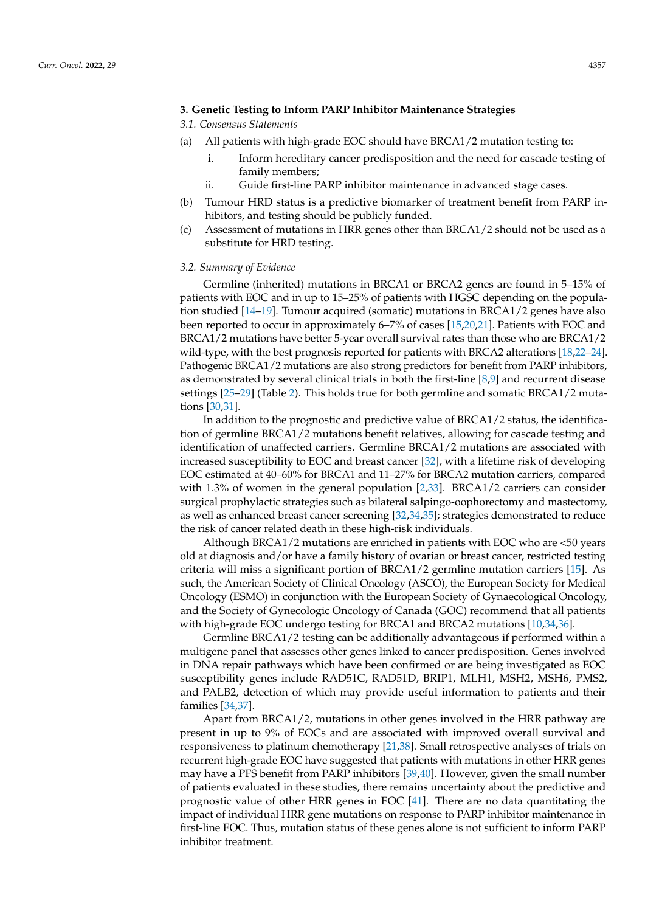## 3. Genetic Testing to Inform PARP Inhibitor Maintenance Strategies

### 3.1. Consensus Statements

(a) All patients with high-grade EOC should have BRCA1/2 mutation testing to:
   i. Inform hereditary cancer predisposition and the need for cascade testing of family members;
   ii. Guide first-line PARP inhibitor maintenance in advanced stage cases.

(b) Tumour HRD status is a predictive biomarker of treatment benefit from PARP inhibitors, and testing should be publicly funded.

(c) Assessment of mutations in HRR genes other than BRCA1/2 should not be used as a substitute for HRD testing.

### 3.2. Summary of Evidence

Germline (inherited) mutations in BRCA1 or BRCA2 genes are found in 5–15% of patients with EOC and in up to 15–25% of patients with HGSC depending on the population studied [14–19]. Tumour acquired (somatic) mutations in BRCA1/2 genes have also been reported to occur in approximately 6–7% of cases [15,20,21]. Patients with EOC and BRCA1/2 mutations have better 5-year overall survival rates than those who are BRCA1/2 wild-type, with the best prognosis reported for patients with BRCA2 alterations [18,22–24]. Pathogenic BRCA1/2 mutations are also strong predictors for benefit from PARP inhibitors, as demonstrated by several clinical trials in both the first-line [8,9] and recurrent disease settings [25–29] (Table 2). This holds true for both germline and somatic BRCA1/2 mutations [30,31].

In addition to the prognostic and predictive value of BRCA1/2 status, the identification of germline BRCA1/2 mutations benefit relatives, allowing for cascade testing and identification of unaffected carriers. Germline BRCA1/2 mutations are associated with increased susceptibility to EOC and breast cancer [32], with a lifetime risk of developing EOC estimated at 40–60% for BRCA1 and 11–27% for BRCA2 mutation carriers, compared with 1.3% of women in the general population [2,33]. BRCA1/2 carriers can consider surgical prophylactic strategies such as bilateral salpingo-oophorectomy and mastectomy, as well as enhanced breast cancer screening [32,34,35]; strategies demonstrated to reduce the risk of cancer related death in these high-risk individuals.

Although BRCA1/2 mutations are enriched in patients with EOC who are <50 years old at diagnosis and/or have a family history of ovarian or breast cancer, restricted testing criteria will miss a significant portion of BRCA1/2 germline mutation carriers [15]. As such, the American Society of Clinical Oncology (ASCO), the European Society for Medical Oncology (ESMO) in conjunction with the European Society of Gynaecological Oncology, and the Society of Gynecologic Oncology of Canada (GOC) recommend that all patients with high-grade EOC undergo testing for BRCA1 and BRCA2 mutations [10,34,36].

Germline BRCA1/2 testing can be additionally advantageous if performed within a multigene panel that assesses other genes linked to cancer predisposition. Genes involved in DNA repair pathways which have been confirmed or are being investigated as EOC susceptibility genes include RAD51C, RAD51D, BRIP1, MLH1, MSH2, MSH6, PMS2, and PALB2, detection of which may provide useful information to patients and their families [34,37].

Apart from BRCA1/2, mutations in other genes involved in the HRR pathway are present in up to 9% of EOCs and are associated with improved overall survival and responsiveness to platinum chemotherapy [21,38]. Small retrospective analyses of trials on recurrent high-grade EOC have suggested that patients with mutations in other HRR genes may have a PFS benefit from PARP inhibitors [39,40]. However, given the small number of patients evaluated in these studies, there remains uncertainty about the predictive and prognostic value of other HRR genes in EOC [41]. There are no data quantitating the impact of individual HRR gene mutations on response to PARP inhibitor maintenance in first-line EOC. Thus, mutation status of these genes alone is not sufficient to inform PARP inhibitor treatment.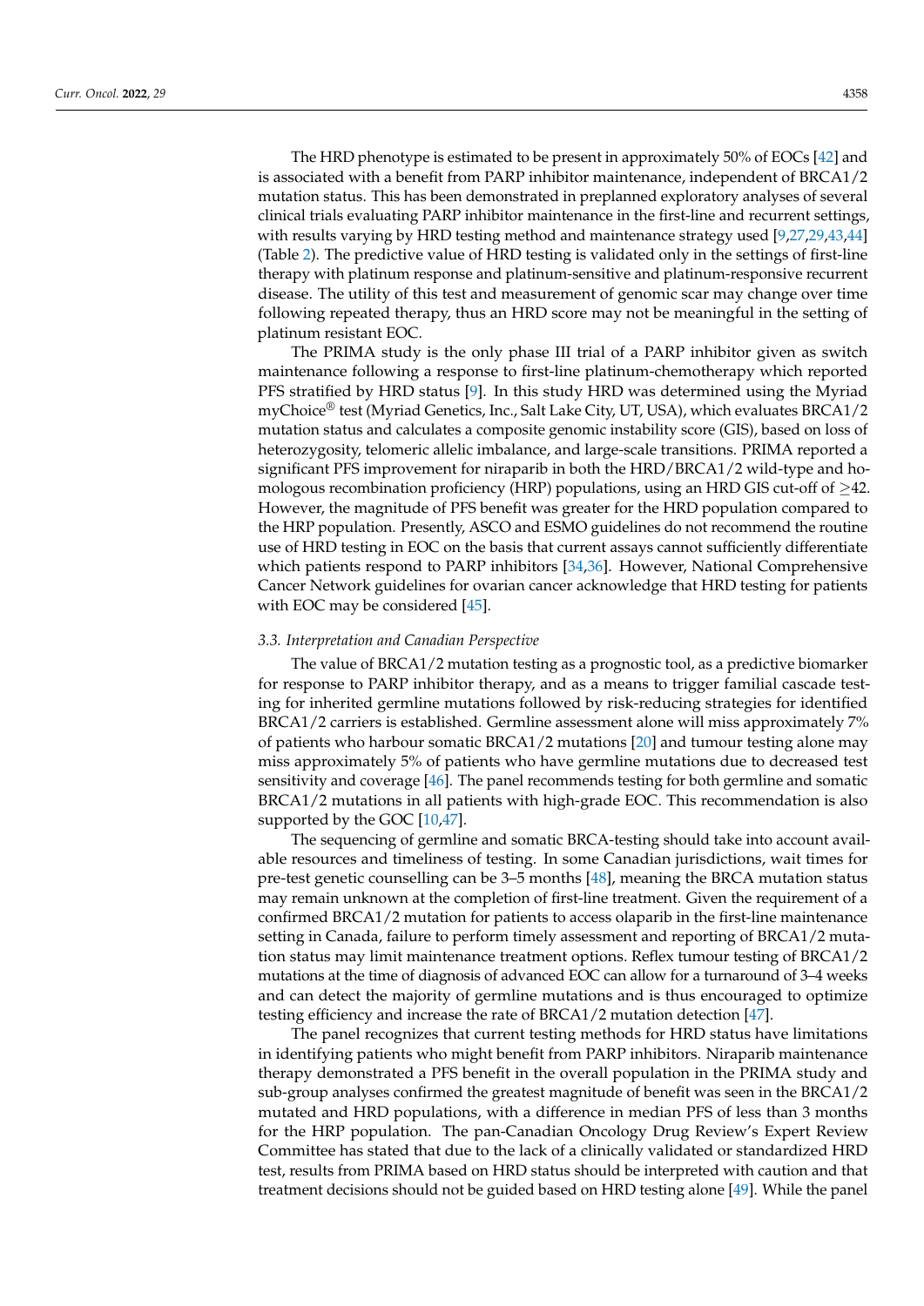The HRD phenotype is estimated to be present in approximately 50% of EOCs [42] and is associated with a benefit from PARP inhibitor maintenance, independent of BRCA1/2 mutation status. This has been demonstrated in preplanned exploratory analyses of several clinical trials evaluating PARP inhibitor maintenance in the first-line and recurrent settings, with results varying by HRD testing method and maintenance strategy used [9,27,29,43,44] (Table 2). The predictive value of HRD testing is validated only in the settings of first-line therapy with platinum response and platinum-sensitive and platinum-responsive recurrent disease. The utility of this test and measurement of genomic scar may change over time following repeated therapy, thus an HRD score may not be meaningful in the setting of platinum resistant EOC.

The PRIMA study is the only phase III trial of a PARP inhibitor given as switch maintenance following a response to first-line platinum-chemotherapy which reported PFS stratified by HRD status [9]. In this study HRD was determined using the Myriad myChoice® test (Myriad Genetics, Inc., Salt Lake City, UT, USA), which evaluates BRCA1/2 mutation status and calculates a composite genomic instability score (GIS), based on loss of heterozygosity, telomeric allelic imbalance, and large-scale transitions. PRIMA reported a significant PFS improvement for niraparib in both the HRD/BRCA1/2 wild-type and homologous recombination proficiency (HRP) populations, using an HRD GIS cut-off of ≥42. However, the magnitude of PFS benefit was greater for the HRD population compared to the HRP population. Presently, ASCO and ESMO guidelines do not recommend the routine use of HRD testing in EOC on the basis that current assays cannot sufficiently differentiate which patients respond to PARP inhibitors [34,36]. However, National Comprehensive Cancer Network guidelines for ovarian cancer acknowledge that HRD testing for patients with EOC may be considered [45].

### *3.3. Interpretation and Canadian Perspective*

The value of BRCA1/2 mutation testing as a prognostic tool, as a predictive biomarker for response to PARP inhibitor therapy, and as a means to trigger familial cascade testing for inherited germline mutations followed by risk-reducing strategies for identified BRCA1/2 carriers is established. Germline assessment alone will miss approximately 7% of patients who harbour somatic BRCA1/2 mutations [20] and tumour testing alone may miss approximately 5% of patients who have germline mutations due to decreased test sensitivity and coverage [46]. The panel recommends testing for both germline and somatic BRCA1/2 mutations in all patients with high-grade EOC. This recommendation is also supported by the GOC [10,47].

The sequencing of germline and somatic BRCA-testing should take into account available resources and timeliness of testing. In some Canadian jurisdictions, wait times for pre-test genetic counselling can be 3–5 months [48], meaning the BRCA mutation status may remain unknown at the completion of first-line treatment. Given the requirement of a confirmed BRCA1/2 mutation for patients to access olaparib in the first-line maintenance setting in Canada, failure to perform timely assessment and reporting of BRCA1/2 mutation status may limit maintenance treatment options. Reflex tumour testing of BRCA1/2 mutations at the time of diagnosis of advanced EOC can allow for a turnaround of 3–4 weeks and can detect the majority of germline mutations and is thus encouraged to optimize testing efficiency and increase the rate of BRCA1/2 mutation detection [47].

The panel recognizes that current testing methods for HRD status have limitations in identifying patients who might benefit from PARP inhibitors. Niraparib maintenance therapy demonstrated a PFS benefit in the overall population in the PRIMA study and sub-group analyses confirmed the greatest magnitude of benefit was seen in the BRCA1/2 mutated and HRD populations, with a difference in median PFS of less than 3 months for the HRP population. The pan-Canadian Oncology Drug Review's Expert Review Committee has stated that due to the lack of a clinically validated or standardized HRD test, results from PRIMA based on HRD status should be interpreted with caution and that treatment decisions should not be guided based on HRD testing alone [49]. While the panel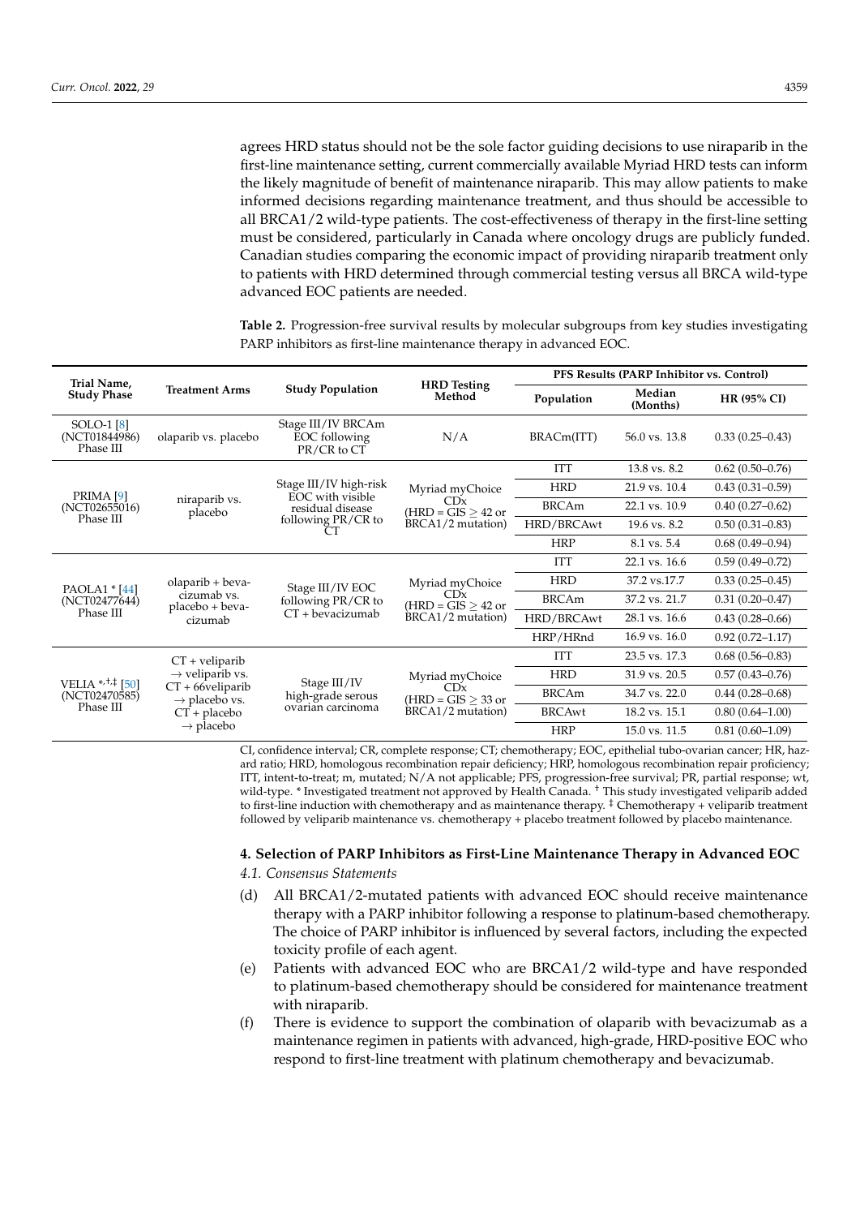agrees HRD status should not be the sole factor guiding decisions to use niraparib in the first-line maintenance setting, current commercially available Myriad HRD tests can inform the likely magnitude of benefit of maintenance niraparib. This may allow patients to make informed decisions regarding maintenance treatment, and thus should be accessible to all BRCA1/2 wild-type patients. The cost-effectiveness of therapy in the first-line setting must be considered, particularly in Canada where oncology drugs are publicly funded. Canadian studies comparing the economic impact of providing niraparib treatment only to patients with HRD determined through commercial testing versus all BRCA wild-type advanced EOC patients are needed.

**Table 2.** Progression-free survival results by molecular subgroups from key studies investigating PARP inhibitors as first-line maintenance therapy in advanced EOC.

| Trial Name, Study Phase | Treatment Arms | Study Population | HRD Testing Method | PFS Results (PARP Inhibitor vs. Control) | | |
|---|---|---|---|---|---|---|
| | | | | Population | Median (Months) | HR (95% CI) |
| SOLO-1 [8] (NCT01844986) Phase III | olaparib vs. placebo | Stage III/IV BRCAm EOC following PR/CR to CT | N/A | BRACm(ITT) | 56.0 vs. 13.8 | 0.33 (0.25–0.43) |
| PRIMA [9] (NCT02655016) Phase III | niraparib vs. placebo | Stage III/IV high-risk EOC with visible residual disease following PR/CR to CT | Myriad myChoice CDx (HRD = GIS ≥ 42 or BRCA1/2 mutation) | ITT | 13.8 vs. 8.2 | 0.62 (0.50–0.76) |
| | | | | HRD | 21.9 vs. 10.4 | 0.43 (0.31–0.59) |
| | | | | BRCAm | 22.1 vs. 10.9 | 0.40 (0.27–0.62) |
| | | | | HRD/BRCAwt | 19.6 vs. 8.2 | 0.50 (0.31–0.83) |
| | | | | HRP | 8.1 vs. 5.4 | 0.68 (0.49–0.94) |
| PAOLA1 * [44] (NCT02477644) Phase III | olaparib + bevacizumab vs. placebo + bevacizumab | Stage III/IV EOC following PR/CR to CT + bevacizumab | Myriad myChoice CDx (HRD = GIS ≥ 42 or BRCA1/2 mutation) | ITT | 22.1 vs. 16.6 | 0.59 (0.49–0.72) |
| | | | | HRD | 37.2 vs.17.7 | 0.33 (0.25–0.45) |
| | | | | BRCAm | 37.2 vs. 21.7 | 0.31 (0.20–0.47) |
| | | | | HRD/BRCAwt | 28.1 vs. 16.6 | 0.43 (0.28–0.66) |
| | | | | HRP/HRnd | 16.9 vs. 16.0 | 0.92 (0.72–1.17) |
| VELIA *,†,‡ [50] (NCT02470585) Phase III | CT + veliparib → veliparib vs. CT + 66veliparib → placebo vs. CT + placebo → placebo | Stage III/IV high-grade serous ovarian carcinoma | Myriad myChoice CDx (HRD = GIS ≥ 33 or BRCA1/2 mutation) | ITT | 23.5 vs. 17.3 | 0.68 (0.56–0.83) |
| | | | | HRD | 31.9 vs. 20.5 | 0.57 (0.43–0.76) |
| | | | | BRCAm | 34.7 vs. 22.0 | 0.44 (0.28–0.68) |
| | | | | BRCAwt | 18.2 vs. 15.1 | 0.80 (0.64–1.00) |
| | | | | HRP | 15.0 vs. 11.5 | 0.81 (0.60–1.09) |

CI, confidence interval; CR, complete response; CT; chemotherapy; EOC, epithelial tubo-ovarian cancer; HR, hazard ratio; HRD, homologous recombination repair deficiency; HRP, homologous recombination repair proficiency; ITT, intent-to-treat; m, mutated; N/A not applicable; PFS, progression-free survival; PR, partial response; wt, wild-type. * Investigated treatment not approved by Health Canada. † This study investigated veliparib added to first-line induction with chemotherapy and as maintenance therapy. ‡ Chemotherapy + veliparib treatment followed by veliparib maintenance vs. chemotherapy + placebo treatment followed by placebo maintenance.

## 4. Selection of PARP Inhibitors as First-Line Maintenance Therapy in Advanced EOC

*4.1. Consensus Statements*

(d) All BRCA1/2-mutated patients with advanced EOC should receive maintenance therapy with a PARP inhibitor following a response to platinum-based chemotherapy. The choice of PARP inhibitor is influenced by several factors, including the expected toxicity profile of each agent.

(e) Patients with advanced EOC who are BRCA1/2 wild-type and have responded to platinum-based chemotherapy should be considered for maintenance treatment with niraparib.

(f) There is evidence to support the combination of olaparib with bevacizumab as a maintenance regimen in patients with advanced, high-grade, HRD-positive EOC who respond to first-line treatment with platinum chemotherapy and bevacizumab.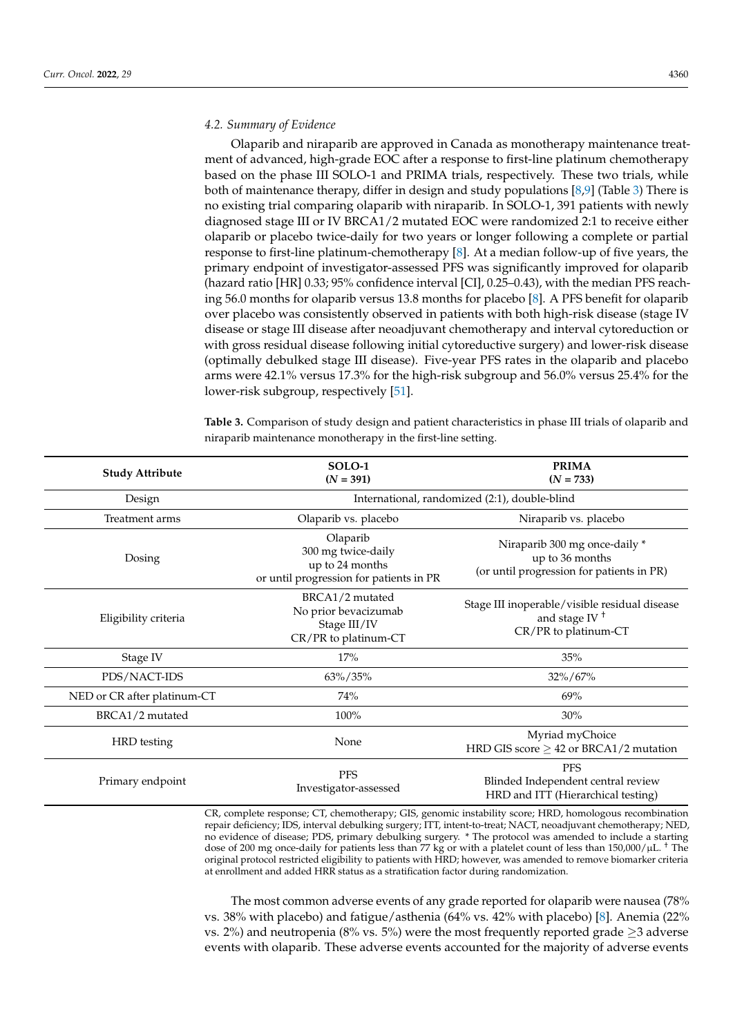### 4.2. Summary of Evidence

Olaparib and niraparib are approved in Canada as monotherapy maintenance treatment of advanced, high-grade EOC after a response to first-line platinum chemotherapy based on the phase III SOLO-1 and PRIMA trials, respectively. These two trials, while both of maintenance therapy, differ in design and study populations [8,9] (Table 3) There is no existing trial comparing olaparib with niraparib. In SOLO-1, 391 patients with newly diagnosed stage III or IV BRCA1/2 mutated EOC were randomized 2:1 to receive either olaparib or placebo twice-daily for two years or longer following a complete or partial response to first-line platinum-chemotherapy [8]. At a median follow-up of five years, the primary endpoint of investigator-assessed PFS was significantly improved for olaparib (hazard ratio [HR] 0.33; 95% confidence interval [CI], 0.25–0.43), with the median PFS reaching 56.0 months for olaparib versus 13.8 months for placebo [8]. A PFS benefit for olaparib over placebo was consistently observed in patients with both high-risk disease (stage IV disease or stage III disease after neoadjuvant chemotherapy and interval cytoreduction or with gross residual disease following initial cytoreductive surgery) and lower-risk disease (optimally debulked stage III disease). Five-year PFS rates in the olaparib and placebo arms were 42.1% versus 17.3% for the high-risk subgroup and 56.0% versus 25.4% for the lower-risk subgroup, respectively [51].

**Table 3.** Comparison of study design and patient characteristics in phase III trials of olaparib and niraparib maintenance monotherapy in the first-line setting.

| Study Attribute | SOLO-1 ($N$ = 391) | PRIMA ($N$ = 733) |
|---|---|---|
| Design | International, randomized (2:1), double-blind | |
| Treatment arms | Olaparib vs. placebo | Niraparib vs. placebo |
| Dosing | Olaparib 300 mg twice-daily up to 24 months or until progression for patients in PR | Niraparib 300 mg once-daily * up to 36 months (or until progression for patients in PR) |
| Eligibility criteria | BRCA1/2 mutated No prior bevacizumab Stage III/IV CR/PR to platinum-CT | Stage III inoperable/visible residual disease and stage IV † CR/PR to platinum-CT |
| Stage IV | 17% | 35% |
| PDS/NACT-IDS | 63%/35% | 32%/67% |
| NED or CR after platinum-CT | 74% | 69% |
| BRCA1/2 mutated | 100% | 30% |
| HRD testing | None | Myriad myChoice HRD GIS score ≥ 42 or BRCA1/2 mutation |
| Primary endpoint | PFS Investigator-assessed | PFS Blinded Independent central review HRD and ITT (Hierarchical testing) |

CR, complete response; CT, chemotherapy; GIS, genomic instability score; HRD, homologous recombination repair deficiency; IDS, interval debulking surgery; ITT, intent-to-treat; NACT, neoadjuvant chemotherapy; NED, no evidence of disease; PDS, primary debulking surgery. * The protocol was amended to include a starting dose of 200 mg once-daily for patients less than 77 kg or with a platelet count of less than 150,000/µL. † The original protocol restricted eligibility to patients with HRD; however, was amended to remove biomarker criteria at enrollment and added HRR status as a stratification factor during randomization.

The most common adverse events of any grade reported for olaparib were nausea (78% vs. 38% with placebo) and fatigue/asthenia (64% vs. 42% with placebo) [8]. Anemia (22% vs. 2%) and neutropenia (8% vs. 5%) were the most frequently reported grade ≥3 adverse events with olaparib. These adverse events accounted for the majority of adverse events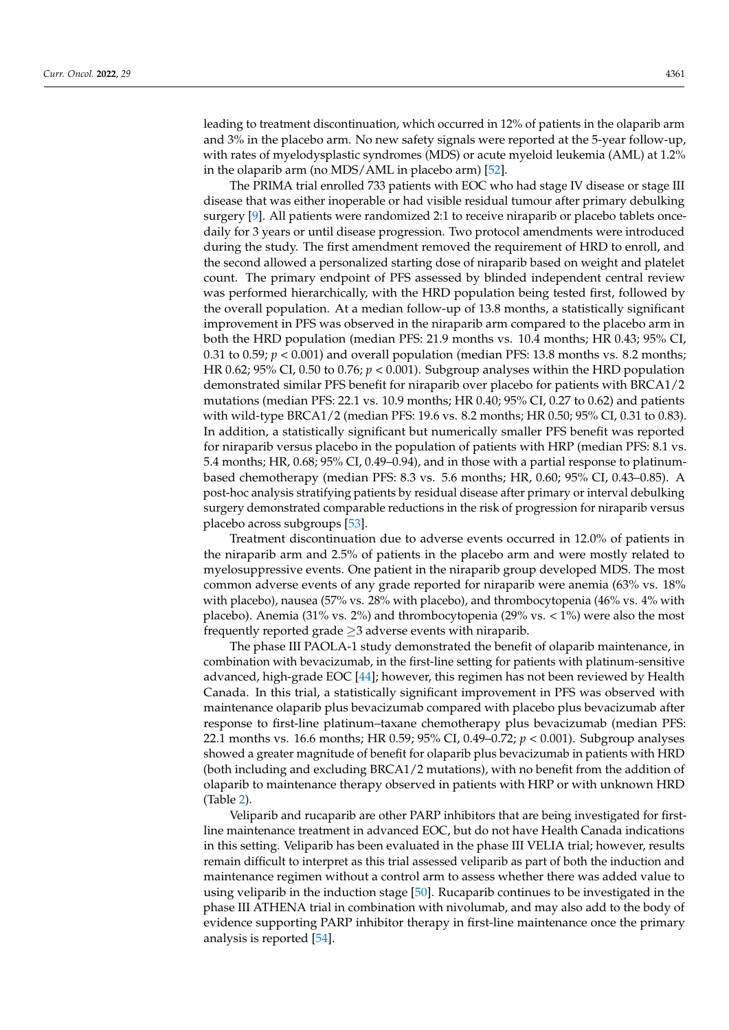leading to treatment discontinuation, which occurred in 12% of patients in the olaparib arm and 3% in the placebo arm. No new safety signals were reported at the 5-year follow-up, with rates of myelodysplastic syndromes (MDS) or acute myeloid leukemia (AML) at 1.2% in the olaparib arm (no MDS/AML in placebo arm) [52].

The PRIMA trial enrolled 733 patients with EOC who had stage IV disease or stage III disease that was either inoperable or had visible residual tumour after primary debulking surgery [9]. All patients were randomized 2:1 to receive niraparib or placebo tablets once-daily for 3 years or until disease progression. Two protocol amendments were introduced during the study. The first amendment removed the requirement of HRD to enroll, and the second allowed a personalized starting dose of niraparib based on weight and platelet count. The primary endpoint of PFS assessed by blinded independent central review was performed hierarchically, with the HRD population being tested first, followed by the overall population. At a median follow-up of 13.8 months, a statistically significant improvement in PFS was observed in the niraparib arm compared to the placebo arm in both the HRD population (median PFS: 21.9 months vs. 10.4 months; HR 0.43; 95% CI, 0.31 to 0.59; $p < 0.001$) and overall population (median PFS: 13.8 months vs. 8.2 months; HR 0.62; 95% CI, 0.50 to 0.76; $p < 0.001$). Subgroup analyses within the HRD population demonstrated similar PFS benefit for niraparib over placebo for patients with BRCA1/2 mutations (median PFS: 22.1 vs. 10.9 months; HR 0.40; 95% CI, 0.27 to 0.62) and patients with wild-type BRCA1/2 (median PFS: 19.6 vs. 8.2 months; HR 0.50; 95% CI, 0.31 to 0.83). In addition, a statistically significant but numerically smaller PFS benefit was reported for niraparib versus placebo in the population of patients with HRP (median PFS: 8.1 vs. 5.4 months; HR, 0.68; 95% CI, 0.49–0.94), and in those with a partial response to platinum-based chemotherapy (median PFS: 8.3 vs. 5.6 months; HR, 0.60; 95% CI, 0.43–0.85). A post-hoc analysis stratifying patients by residual disease after primary or interval debulking surgery demonstrated comparable reductions in the risk of progression for niraparib versus placebo across subgroups [53].

Treatment discontinuation due to adverse events occurred in 12.0% of patients in the niraparib arm and 2.5% of patients in the placebo arm and were mostly related to myelosuppressive events. One patient in the niraparib group developed MDS. The most common adverse events of any grade reported for niraparib were anemia (63% vs. 18% with placebo), nausea (57% vs. 28% with placebo), and thrombocytopenia (46% vs. 4% with placebo). Anemia (31% vs. 2%) and thrombocytopenia (29% vs. < 1%) were also the most frequently reported grade $\geq$3 adverse events with niraparib.

The phase III PAOLA-1 study demonstrated the benefit of olaparib maintenance, in combination with bevacizumab, in the first-line setting for patients with platinum-sensitive advanced, high-grade EOC [44]; however, this regimen has not been reviewed by Health Canada. In this trial, a statistically significant improvement in PFS was observed with maintenance olaparib plus bevacizumab compared with placebo plus bevacizumab after response to first-line platinum–taxane chemotherapy plus bevacizumab (median PFS: 22.1 months vs. 16.6 months; HR 0.59; 95% CI, 0.49–0.72; $p < 0.001$). Subgroup analyses showed a greater magnitude of benefit for olaparib plus bevacizumab in patients with HRD (both including and excluding BRCA1/2 mutations), with no benefit from the addition of olaparib to maintenance therapy observed in patients with HRP or with unknown HRD (Table 2).

Veliparib and rucaparib are other PARP inhibitors that are being investigated for first-line maintenance treatment in advanced EOC, but do not have Health Canada indications in this setting. Veliparib has been evaluated in the phase III VELIA trial; however, results remain difficult to interpret as this trial assessed veliparib as part of both the induction and maintenance regimen without a control arm to assess whether there was added value to using veliparib in the induction stage [50]. Rucaparib continues to be investigated in the phase III ATHENA trial in combination with nivolumab, and may also add to the body of evidence supporting PARP inhibitor therapy in first-line maintenance once the primary analysis is reported [54].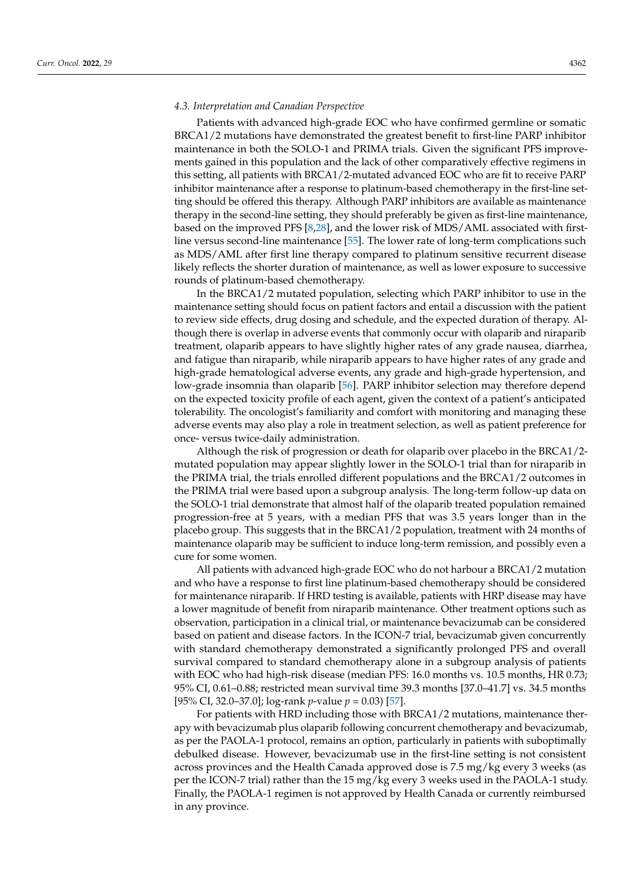### 4.3. Interpretation and Canadian Perspective

Patients with advanced high-grade EOC who have confirmed germline or somatic BRCA1/2 mutations have demonstrated the greatest benefit to first-line PARP inhibitor maintenance in both the SOLO-1 and PRIMA trials. Given the significant PFS improvements gained in this population and the lack of other comparatively effective regimens in this setting, all patients with BRCA1/2-mutated advanced EOC who are fit to receive PARP inhibitor maintenance after a response to platinum-based chemotherapy in the first-line setting should be offered this therapy. Although PARP inhibitors are available as maintenance therapy in the second-line setting, they should preferably be given as first-line maintenance, based on the improved PFS [8,28], and the lower risk of MDS/AML associated with first-line versus second-line maintenance [55]. The lower rate of long-term complications such as MDS/AML after first line therapy compared to platinum sensitive recurrent disease likely reflects the shorter duration of maintenance, as well as lower exposure to successive rounds of platinum-based chemotherapy.

In the BRCA1/2 mutated population, selecting which PARP inhibitor to use in the maintenance setting should focus on patient factors and entail a discussion with the patient to review side effects, drug dosing and schedule, and the expected duration of therapy. Although there is overlap in adverse events that commonly occur with olaparib and niraparib treatment, olaparib appears to have slightly higher rates of any grade nausea, diarrhea, and fatigue than niraparib, while niraparib appears to have higher rates of any grade and high-grade hematological adverse events, any grade and high-grade hypertension, and low-grade insomnia than olaparib [56]. PARP inhibitor selection may therefore depend on the expected toxicity profile of each agent, given the context of a patient's anticipated tolerability. The oncologist's familiarity and comfort with monitoring and managing these adverse events may also play a role in treatment selection, as well as patient preference for once- versus twice-daily administration.

Although the risk of progression or death for olaparib over placebo in the BRCA1/2-mutated population may appear slightly lower in the SOLO-1 trial than for niraparib in the PRIMA trial, the trials enrolled different populations and the BRCA1/2 outcomes in the PRIMA trial were based upon a subgroup analysis. The long-term follow-up data on the SOLO-1 trial demonstrate that almost half of the olaparib treated population remained progression-free at 5 years, with a median PFS that was 3.5 years longer than in the placebo group. This suggests that in the BRCA1/2 population, treatment with 24 months of maintenance olaparib may be sufficient to induce long-term remission, and possibly even a cure for some women.

All patients with advanced high-grade EOC who do not harbour a BRCA1/2 mutation and who have a response to first line platinum-based chemotherapy should be considered for maintenance niraparib. If HRD testing is available, patients with HRP disease may have a lower magnitude of benefit from niraparib maintenance. Other treatment options such as observation, participation in a clinical trial, or maintenance bevacizumab can be considered based on patient and disease factors. In the ICON-7 trial, bevacizumab given concurrently with standard chemotherapy demonstrated a significantly prolonged PFS and overall survival compared to standard chemotherapy alone in a subgroup analysis of patients with EOC who had high-risk disease (median PFS: 16.0 months vs. 10.5 months, HR 0.73; 95% CI, 0.61–0.88; restricted mean survival time 39.3 months [37.0–41.7] vs. 34.5 months [95% CI, 32.0–37.0]; log-rank *p*-value $p = 0.03$) [57].

For patients with HRD including those with BRCA1/2 mutations, maintenance therapy with bevacizumab plus olaparib following concurrent chemotherapy and bevacizumab, as per the PAOLA-1 protocol, remains an option, particularly in patients with suboptimally debulked disease. However, bevacizumab use in the first-line setting is not consistent across provinces and the Health Canada approved dose is 7.5 mg/kg every 3 weeks (as per the ICON-7 trial) rather than the 15 mg/kg every 3 weeks used in the PAOLA-1 study. Finally, the PAOLA-1 regimen is not approved by Health Canada or currently reimbursed in any province.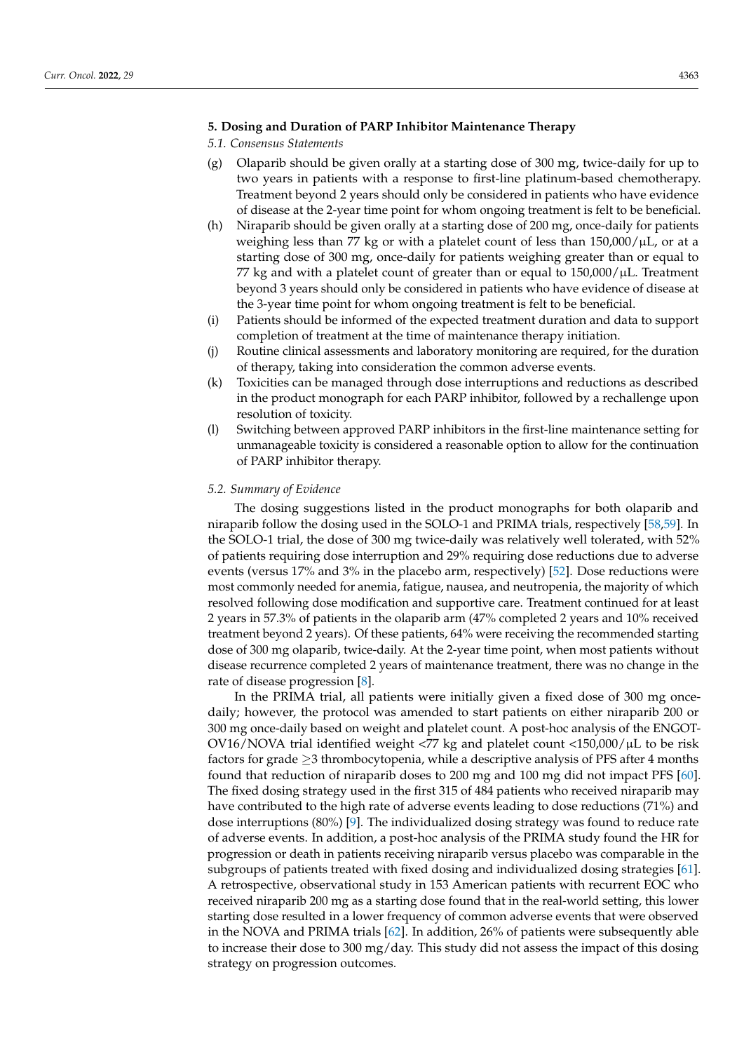## 5. Dosing and Duration of PARP Inhibitor Maintenance Therapy

### *5.1. Consensus Statements*

(g) Olaparib should be given orally at a starting dose of 300 mg, twice-daily for up to two years in patients with a response to first-line platinum-based chemotherapy. Treatment beyond 2 years should only be considered in patients who have evidence of disease at the 2-year time point for whom ongoing treatment is felt to be beneficial.

(h) Niraparib should be given orally at a starting dose of 200 mg, once-daily for patients weighing less than 77 kg or with a platelet count of less than 150,000/μL, or at a starting dose of 300 mg, once-daily for patients weighing greater than or equal to 77 kg and with a platelet count of greater than or equal to 150,000/μL. Treatment beyond 3 years should only be considered in patients who have evidence of disease at the 3-year time point for whom ongoing treatment is felt to be beneficial.

(i) Patients should be informed of the expected treatment duration and data to support completion of treatment at the time of maintenance therapy initiation.

(j) Routine clinical assessments and laboratory monitoring are required, for the duration of therapy, taking into consideration the common adverse events.

(k) Toxicities can be managed through dose interruptions and reductions as described in the product monograph for each PARP inhibitor, followed by a rechallenge upon resolution of toxicity.

(l) Switching between approved PARP inhibitors in the first-line maintenance setting for unmanageable toxicity is considered a reasonable option to allow for the continuation of PARP inhibitor therapy.

### *5.2. Summary of Evidence*

The dosing suggestions listed in the product monographs for both olaparib and niraparib follow the dosing used in the SOLO-1 and PRIMA trials, respectively [58,59]. In the SOLO-1 trial, the dose of 300 mg twice-daily was relatively well tolerated, with 52% of patients requiring dose interruption and 29% requiring dose reductions due to adverse events (versus 17% and 3% in the placebo arm, respectively) [52]. Dose reductions were most commonly needed for anemia, fatigue, nausea, and neutropenia, the majority of which resolved following dose modification and supportive care. Treatment continued for at least 2 years in 57.3% of patients in the olaparib arm (47% completed 2 years and 10% received treatment beyond 2 years). Of these patients, 64% were receiving the recommended starting dose of 300 mg olaparib, twice-daily. At the 2-year time point, when most patients without disease recurrence completed 2 years of maintenance treatment, there was no change in the rate of disease progression [8].

In the PRIMA trial, all patients were initially given a fixed dose of 300 mg once-daily; however, the protocol was amended to start patients on either niraparib 200 or 300 mg once-daily based on weight and platelet count. A post-hoc analysis of the ENGOT-OV16/NOVA trial identified weight <77 kg and platelet count <150,000/μL to be risk factors for grade ≥3 thrombocytopenia, while a descriptive analysis of PFS after 4 months found that reduction of niraparib doses to 200 mg and 100 mg did not impact PFS [60]. The fixed dosing strategy used in the first 315 of 484 patients who received niraparib may have contributed to the high rate of adverse events leading to dose reductions (71%) and dose interruptions (80%) [9]. The individualized dosing strategy was found to reduce rate of adverse events. In addition, a post-hoc analysis of the PRIMA study found the HR for progression or death in patients receiving niraparib versus placebo was comparable in the subgroups of patients treated with fixed dosing and individualized dosing strategies [61]. A retrospective, observational study in 153 American patients with recurrent EOC who received niraparib 200 mg as a starting dose found that in the real-world setting, this lower starting dose resulted in a lower frequency of common adverse events that were observed in the NOVA and PRIMA trials [62]. In addition, 26% of patients were subsequently able to increase their dose to 300 mg/day. This study did not assess the impact of this dosing strategy on progression outcomes.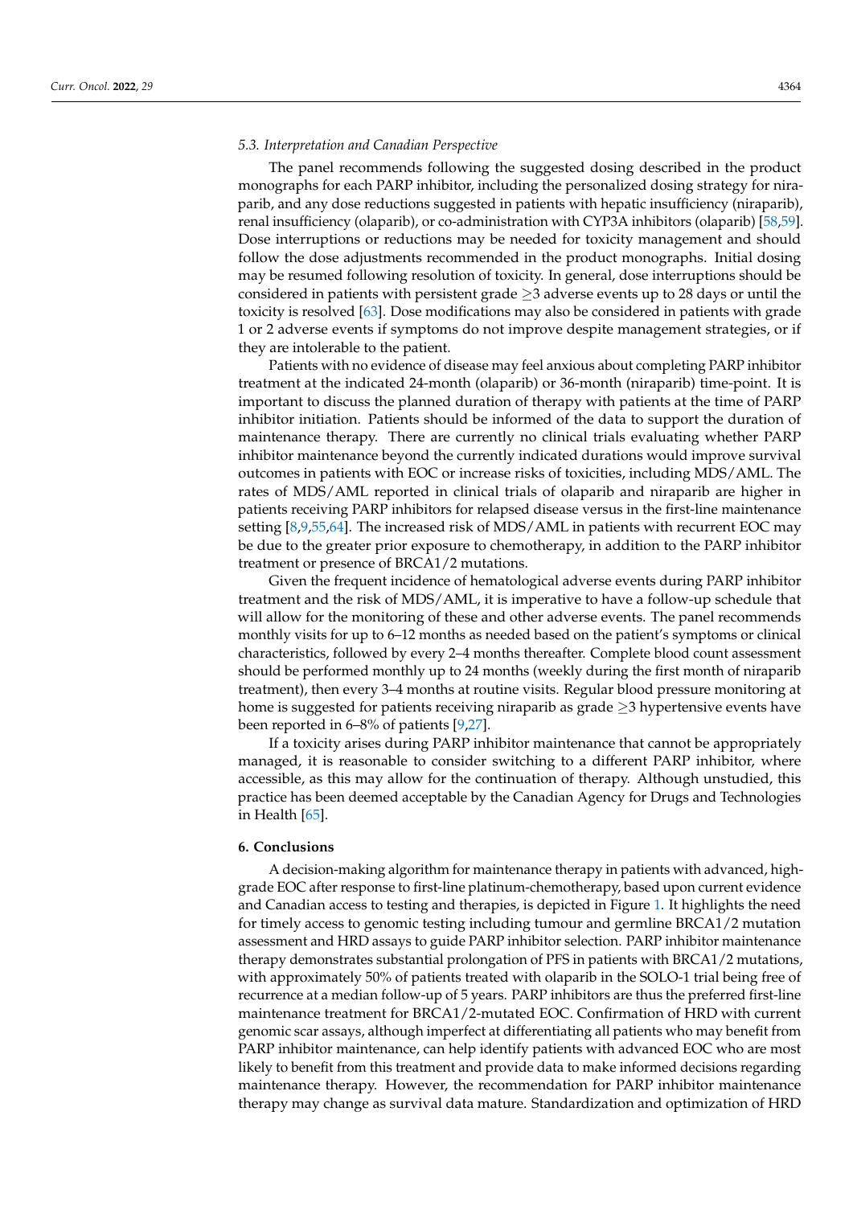### 5.3. Interpretation and Canadian Perspective

The panel recommends following the suggested dosing described in the product monographs for each PARP inhibitor, including the personalized dosing strategy for niraparib, and any dose reductions suggested in patients with hepatic insufficiency (niraparib), renal insufficiency (olaparib), or co-administration with CYP3A inhibitors (olaparib) [58,59]. Dose interruptions or reductions may be needed for toxicity management and should follow the dose adjustments recommended in the product monographs. Initial dosing may be resumed following resolution of toxicity. In general, dose interruptions should be considered in patients with persistent grade ≥3 adverse events up to 28 days or until the toxicity is resolved [63]. Dose modifications may also be considered in patients with grade 1 or 2 adverse events if symptoms do not improve despite management strategies, or if they are intolerable to the patient.

Patients with no evidence of disease may feel anxious about completing PARP inhibitor treatment at the indicated 24-month (olaparib) or 36-month (niraparib) time-point. It is important to discuss the planned duration of therapy with patients at the time of PARP inhibitor initiation. Patients should be informed of the data to support the duration of maintenance therapy. There are currently no clinical trials evaluating whether PARP inhibitor maintenance beyond the currently indicated durations would improve survival outcomes in patients with EOC or increase risks of toxicities, including MDS/AML. The rates of MDS/AML reported in clinical trials of olaparib and niraparib are higher in patients receiving PARP inhibitors for relapsed disease versus in the first-line maintenance setting [8,9,55,64]. The increased risk of MDS/AML in patients with recurrent EOC may be due to the greater prior exposure to chemotherapy, in addition to the PARP inhibitor treatment or presence of BRCA1/2 mutations.

Given the frequent incidence of hematological adverse events during PARP inhibitor treatment and the risk of MDS/AML, it is imperative to have a follow-up schedule that will allow for the monitoring of these and other adverse events. The panel recommends monthly visits for up to 6–12 months as needed based on the patient's symptoms or clinical characteristics, followed by every 2–4 months thereafter. Complete blood count assessment should be performed monthly up to 24 months (weekly during the first month of niraparib treatment), then every 3–4 months at routine visits. Regular blood pressure monitoring at home is suggested for patients receiving niraparib as grade ≥3 hypertensive events have been reported in 6–8% of patients [9,27].

If a toxicity arises during PARP inhibitor maintenance that cannot be appropriately managed, it is reasonable to consider switching to a different PARP inhibitor, where accessible, as this may allow for the continuation of therapy. Although unstudied, this practice has been deemed acceptable by the Canadian Agency for Drugs and Technologies in Health [65].

## 6. Conclusions

A decision-making algorithm for maintenance therapy in patients with advanced, high-grade EOC after response to first-line platinum-chemotherapy, based upon current evidence and Canadian access to testing and therapies, is depicted in Figure 1. It highlights the need for timely access to genomic testing including tumour and germline BRCA1/2 mutation assessment and HRD assays to guide PARP inhibitor selection. PARP inhibitor maintenance therapy demonstrates substantial prolongation of PFS in patients with BRCA1/2 mutations, with approximately 50% of patients treated with olaparib in the SOLO-1 trial being free of recurrence at a median follow-up of 5 years. PARP inhibitors are thus the preferred first-line maintenance treatment for BRCA1/2-mutated EOC. Confirmation of HRD with current genomic scar assays, although imperfect at differentiating all patients who may benefit from PARP inhibitor maintenance, can help identify patients with advanced EOC who are most likely to benefit from this treatment and provide data to make informed decisions regarding maintenance therapy. However, the recommendation for PARP inhibitor maintenance therapy may change as survival data mature. Standardization and optimization of HRD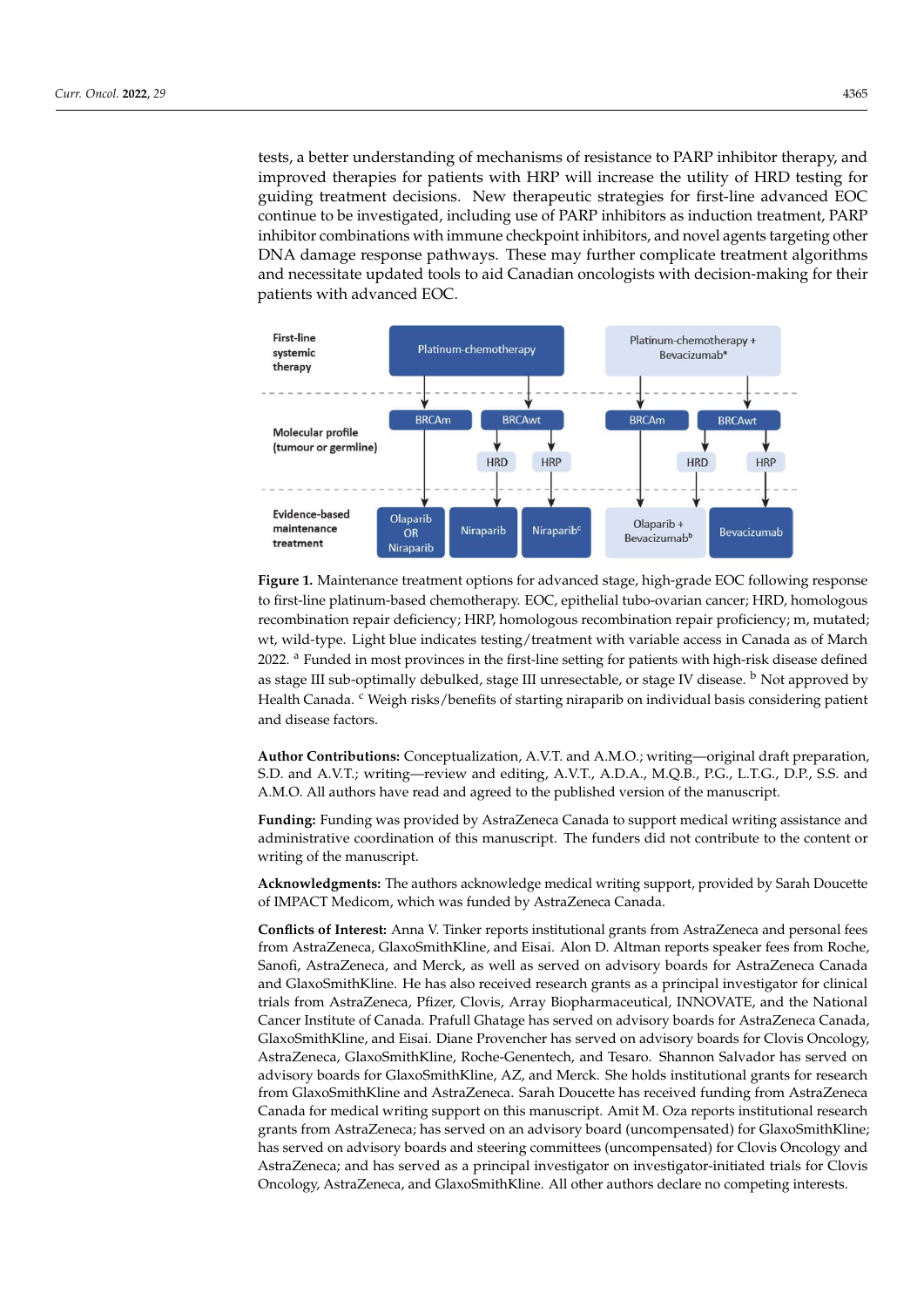tests, a better understanding of mechanisms of resistance to PARP inhibitor therapy, and improved therapies for patients with HRP will increase the utility of HRD testing for guiding treatment decisions. New therapeutic strategies for first-line advanced EOC continue to be investigated, including use of PARP inhibitors as induction treatment, PARP inhibitor combinations with immune checkpoint inhibitors, and novel agents targeting other DNA damage response pathways. These may further complicate treatment algorithms and necessitate updated tools to aid Canadian oncologists with decision-making for their patients with advanced EOC.

First-line systemic therapy
Platinum-chemotherapy
Platinum-chemotherapy + Bevacizumab[a]

Molecular profile (tumour or germline)
BRCAm
BRCAwt
HRD
HRP
BRCAm
BRCAwt
HRD
HRP

Evidence-based maintenance treatment
Olaparib OR Niraparib
Niraparib
Niraparib[c]
Olaparib + Bevacizumab[b]
Bevacizumab

**Figure 1.** Maintenance treatment options for advanced stage, high-grade EOC following response to first-line platinum-based chemotherapy. EOC, epithelial tubo-ovarian cancer; HRD, homologous recombination repair deficiency; HRP, homologous recombination repair proficiency; m, mutated; wt, wild-type. Light blue indicates testing/treatment with variable access in Canada as of March 2022. [a] Funded in most provinces in the first-line setting for patients with high-risk disease defined as stage III sub-optimally debulked, stage III unresectable, or stage IV disease. [b] Not approved by Health Canada. [c] Weigh risks/benefits of starting niraparib on individual basis considering patient and disease factors.

**Author Contributions:** Conceptualization, A.V.T. and A.M.O.; writing—original draft preparation, S.D. and A.V.T.; writing—review and editing, A.V.T., A.D.A., M.Q.B., P.G., L.T.G., D.P., S.S. and A.M.O. All authors have read and agreed to the published version of the manuscript.

**Funding:** Funding was provided by AstraZeneca Canada to support medical writing assistance and administrative coordination of this manuscript. The funders did not contribute to the content or writing of the manuscript.

**Acknowledgments:** The authors acknowledge medical writing support, provided by Sarah Doucette of IMPACT Medicom, which was funded by AstraZeneca Canada.

**Conflicts of Interest:** Anna V. Tinker reports institutional grants from AstraZeneca and personal fees from AstraZeneca, GlaxoSmithKline, and Eisai. Alon D. Altman reports speaker fees from Roche, Sanofi, AstraZeneca, and Merck, as well as served on advisory boards for AstraZeneca Canada and GlaxoSmithKline. He has also received research grants as a principal investigator for clinical trials from AstraZeneca, Pfizer, Clovis, Array Biopharmaceutical, INNOVATE, and the National Cancer Institute of Canada. Prafull Ghatage has served on advisory boards for AstraZeneca Canada, GlaxoSmithKline, and Eisai. Diane Provencher has served on advisory boards for Clovis Oncology, AstraZeneca, GlaxoSmithKline, Roche-Genentech, and Tesaro. Shannon Salvador has served on advisory boards for GlaxoSmithKline, AZ, and Merck. She holds institutional grants for research from GlaxoSmithKline and AstraZeneca. Sarah Doucette has received funding from AstraZeneca Canada for medical writing support on this manuscript. Amit M. Oza reports institutional research grants from AstraZeneca; has served on an advisory board (uncompensated) for GlaxoSmithKline; has served on advisory boards and steering committees (uncompensated) for Clovis Oncology and AstraZeneca; and has served as a principal investigator on investigator-initiated trials for Clovis Oncology, AstraZeneca, and GlaxoSmithKline. All other authors declare no competing interests.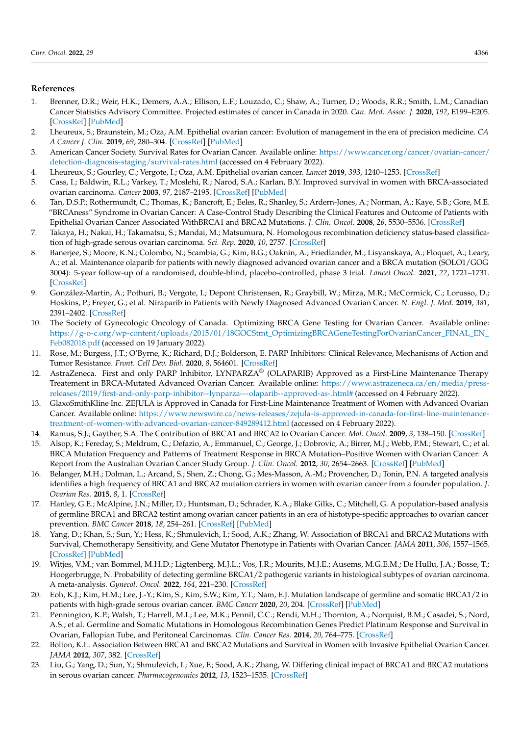## References

1. Brenner, D.R.; Weir, H.K.; Demers, A.A.; Ellison, L.F.; Louzado, C.; Shaw, A.; Turner, D.; Woods, R.R.; Smith, L.M.; Canadian Cancer Statistics Advisory Committee. Projected estimates of cancer in Canada in 2020. *Can. Med. Assoc. J.* **2020**, *192*, E199–E205. [CrossRef] [PubMed]
2. Lheureux, S.; Braunstein, M.; Oza, A.M. Epithelial ovarian cancer: Evolution of management in the era of precision medicine. *CA A Cancer J. Clin.* **2019**, *69*, 280–304. [CrossRef] [PubMed]
3. American Cancer Society. Survival Rates for Ovarian Cancer. Available online: https://www.cancer.org/cancer/ovarian-cancer/detection-diagnosis-staging/survival-rates.html (accessed on 4 February 2022).
4. Lheureux, S.; Gourley, C.; Vergote, I.; Oza, A.M. Epithelial ovarian cancer. *Lancet* **2019**, *393*, 1240–1253. [CrossRef]
5. Cass, I.; Baldwin, R.L.; Varkey, T.; Moslehi, R.; Narod, S.A.; Karlan, B.Y. Improved survival in women with BRCA-associated ovarian carcinoma. *Cancer* **2003**, *97*, 2187–2195. [CrossRef] [PubMed]
6. Tan, D.S.P.; Rothermundt, C.; Thomas, K.; Bancroft, E.; Eeles, R.; Shanley, S.; Ardern-Jones, A.; Norman, A.; Kaye, S.B.; Gore, M.E. "BRCAness" Syndrome in Ovarian Cancer: A Case-Control Study Describing the Clinical Features and Outcome of Patients with Epithelial Ovarian Cancer Associated WithBRCA1 and BRCA2 Mutations. *J. Clin. Oncol.* **2008**, *26*, 5530–5536. [CrossRef]
7. Takaya, H.; Nakai, H.; Takamatsu, S.; Mandai, M.; Matsumura, N. Homologous recombination deficiency status-based classification of high-grade serous ovarian carcinoma. *Sci. Rep.* **2020**, *10*, 2757. [CrossRef]
8. Banerjee, S.; Moore, K.N.; Colombo, N.; Scambia, G.; Kim, B.G.; Oaknin, A.; Friedlander, M.; Lisyanskaya, A.; Floquet, A.; Leary, A.; et al. Maintenance olaparib for patients with newly diagnosed advanced ovarian cancer and a BRCA mutation (SOLO1/GOG 3004): 5-year follow-up of a randomised, double-blind, placebo-controlled, phase 3 trial. *Lancet Oncol.* **2021**, *22*, 1721–1731. [CrossRef]
9. González-Martín, A.; Pothuri, B.; Vergote, I.; Depont Christensen, R.; Graybill, W.; Mirza, M.R.; McCormick, C.; Lorusso, D.; Hoskins, P.; Freyer, G.; et al. Niraparib in Patients with Newly Diagnosed Advanced Ovarian Cancer. *N. Engl. J. Med.* **2019**, *381*, 2391–2402. [CrossRef]
10. The Society of Gynecologic Oncology of Canada. Optimizing BRCA Gene Testing for Ovarian Cancer. Available online: https://g-o-c.org/wp-content/uploads/2015/01/18GOCStmt_OptimizingBRCAGeneTestingForOvarianCancer_FINAL_EN_Feb082018.pdf (accessed on 19 January 2022).
11. Rose, M.; Burgess, J.T.; O'Byrne, K.; Richard, D.J.; Bolderson, E. PARP Inhibitors: Clinical Relevance, Mechanisms of Action and Tumor Resistance. *Front. Cell Dev. Biol.* **2020**, *8*, 564601. [CrossRef]
12. AstraZeneca. First and only PARP Inhibitor, LYNPARZA® (OLAPARIB) Approved as a First-Line Maintenance Therapy Treatement in BRCA-Mutated Advanced Ovarian Cancer. Available online: https://www.astrazeneca.ca/en/media/press-releases/2019/first-and-only-parp-inhibitor--lynparza---olaparib--approved-as-.html# (accessed on 4 February 2022).
13. GlaxoSmithKline Inc. ZEJULA is Approved in Canada for First-Line Maintenance Treatment of Women with Advanced Ovarian Cancer. Available online: https://www.newswire.ca/news-releases/zejula-is-approved-in-canada-for-first-line-maintenance-treatment-of-women-with-advanced-ovarian-cancer-849289412.html (accessed on 4 February 2022).
14. Ramus, S.J.; Gayther, S.A. The Contribution of BRCA1 and BRCA2 to Ovarian Cancer. *Mol. Oncol.* **2009**, *3*, 138–150. [CrossRef]
15. Alsop, K.; Fereday, S.; Meldrum, C.; Defazio, A.; Emmanuel, C.; George, J.; Dobrovic, A.; Birrer, M.J.; Webb, P.M.; Stewart, C.; et al. BRCA Mutation Frequency and Patterns of Treatment Response in BRCA Mutation–Positive Women with Ovarian Cancer: A Report from the Australian Ovarian Cancer Study Group. *J. Clin. Oncol.* **2012**, *30*, 2654–2663. [CrossRef] [PubMed]
16. Belanger, M.H.; Dolman, L.; Arcand, S.; Shen, Z.; Chong, G.; Mes-Masson, A.-M.; Provencher, D.; Tonin, P.N. A targeted analysis identifies a high frequency of BRCA1 and BRCA2 mutation carriers in women with ovarian cancer from a founder population. *J. Ovarian Res.* **2015**, *8*, 1. [CrossRef]
17. Hanley, G.E.; McAlpine, J.N.; Miller, D.; Huntsman, D.; Schrader, K.A.; Blake Gilks, C.; Mitchell, G. A population-based analysis of germline BRCA1 and BRCA2 testint among ovarian cancer patients in an era of histotype-specific approaches to ovarian cancer prevention. *BMC Cancer* **2018**, *18*, 254–261. [CrossRef] [PubMed]
18. Yang, D.; Khan, S.; Sun, Y.; Hess, K.; Shmulevich, I.; Sood, A.K.; Zhang, W. Association of BRCA1 and BRCA2 Mutations with Survival, Chemotherapy Sensitivity, and Gene Mutator Phenotype in Patients with Ovarian Cancer. *JAMA* **2011**, *306*, 1557–1565. [CrossRef] [PubMed]
19. Witjes, V.M.; van Bommel, M.H.D.; Ligtenberg, M.J.L.; Vos, J.R.; Mourits, M.J.E.; Ausems, M.G.E.M.; De Hullu, J.A.; Bosse, T.; Hoogerbrugge, N. Probability of detecting germline BRCA1/2 pathogenic variants in histological subtypes of ovarian carcinoma. A meta-analysis. *Gynecol. Oncol.* **2022**, *164*, 221–230. [CrossRef]
20. Eoh, K.J.; Kim, H.M.; Lee, J.-Y.; Kim, S.; Kim, S.W.; Kim, Y.T.; Nam, E.J. Mutation landscape of germline and somatic BRCA1/2 in patients with high-grade serous ovarian cancer. *BMC Cancer* **2020**, *20*, 204. [CrossRef] [PubMed]
21. Pennington, K.P.; Walsh, T.; Harrell, M.I.; Lee, M.K.; Pennil, C.C.; Rendi, M.H.; Thornton, A.; Norquist, B.M.; Casadei, S.; Nord, A.S.; et al. Germline and Somatic Mutations in Homologous Recombination Genes Predict Platinum Response and Survival in Ovarian, Fallopian Tube, and Peritoneal Carcinomas. *Clin. Cancer Res.* **2014**, *20*, 764–775. [CrossRef]
22. Bolton, K.L. Association Between BRCA1 and BRCA2 Mutations and Survival in Women with Invasive Epithelial Ovarian Cancer. *JAMA* **2012**, *307*, 382. [CrossRef]
23. Liu, G.; Yang, D.; Sun, Y.; Shmulevich, I.; Xue, F.; Sood, A.K.; Zhang, W. Differing clinical impact of BRCA1 and BRCA2 mutations in serous ovarian cancer. *Pharmacogenomics* **2012**, *13*, 1523–1535. [CrossRef]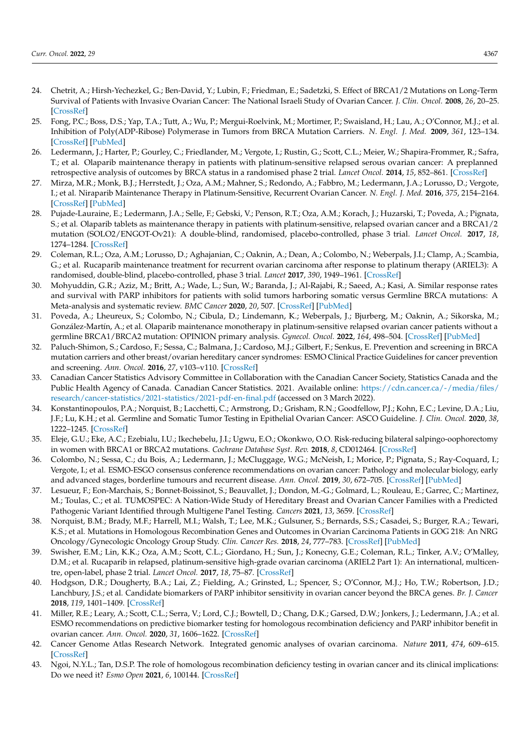24. Chetrit, A.; Hirsh-Yechezkel, G.; Ben-David, Y.; Lubin, F.; Friedman, E.; Sadetzki, S. Effect of BRCA1/2 Mutations on Long-Term Survival of Patients with Invasive Ovarian Cancer: The National Israeli Study of Ovarian Cancer. *J. Clin. Oncol.* **2008**, *26*, 20–25. [CrossRef]
25. Fong, P.C.; Boss, D.S.; Yap, T.A.; Tutt, A.; Wu, P.; Mergui-Roelvink, M.; Mortimer, P.; Swaisland, H.; Lau, A.; O'Connor, M.J.; et al. Inhibition of Poly(ADP-Ribose) Polymerase in Tumors from BRCA Mutation Carriers. *N. Engl. J. Med.* **2009**, *361*, 123–134. [CrossRef] [PubMed]
26. Ledermann, J.; Harter, P.; Gourley, C.; Friedlander, M.; Vergote, I.; Rustin, G.; Scott, C.L.; Meier, W.; Shapira-Frommer, R.; Safra, T.; et al. Olaparib maintenance therapy in patients with platinum-sensitive relapsed serous ovarian cancer: A preplanned retrospective analysis of outcomes by BRCA status in a randomised phase 2 trial. *Lancet Oncol.* **2014**, *15*, 852–861. [CrossRef]
27. Mirza, M.R.; Monk, B.J.; Herrstedt, J.; Oza, A.M.; Mahner, S.; Redondo, A.; Fabbro, M.; Ledermann, J.A.; Lorusso, D.; Vergote, I.; et al. Niraparib Maintenance Therapy in Platinum-Sensitive, Recurrent Ovarian Cancer. *N. Engl. J. Med.* **2016**, *375*, 2154–2164. [CrossRef] [PubMed]
28. Pujade-Lauraine, E.; Ledermann, J.A.; Selle, F.; Gebski, V.; Penson, R.T.; Oza, A.M.; Korach, J.; Huzarski, T.; Poveda, A.; Pignata, S.; et al. Olaparib tablets as maintenance therapy in patients with platinum-sensitive, relapsed ovarian cancer and a BRCA1/2 mutation (SOLO2/ENGOT-Ov21): A double-blind, randomised, placebo-controlled, phase 3 trial. *Lancet Oncol.* **2017**, *18*, 1274–1284. [CrossRef]
29. Coleman, R.L.; Oza, A.M.; Lorusso, D.; Aghajanian, C.; Oaknin, A.; Dean, A.; Colombo, N.; Weberpals, J.I.; Clamp, A.; Scambia, G.; et al. Rucaparib maintenance treatment for recurrent ovarian carcinoma after response to platinum therapy (ARIEL3): A randomised, double-blind, placebo-controlled, phase 3 trial. *Lancet* **2017**, *390*, 1949–1961. [CrossRef]
30. Mohyuddin, G.R.; Aziz, M.; Britt, A.; Wade, L.; Sun, W.; Baranda, J.; Al-Rajabi, R.; Saeed, A.; Kasi, A. Similar response rates and survival with PARP inhibitors for patients with solid tumors harboring somatic versus Germline BRCA mutations: A Meta-analysis and systematic review. *BMC Cancer* **2020**, *20*, 507. [CrossRef] [PubMed]
31. Poveda, A.; Lheureux, S.; Colombo, N.; Cibula, D.; Lindemann, K.; Weberpals, J.; Bjurberg, M.; Oaknin, A.; Sikorska, M.; González-Martín, A.; et al. Olaparib maintenance monotherapy in platinum-sensitive relapsed ovarian cancer patients without a germline BRCA1/BRCA2 mutation: OPINION primary analysis. *Gynecol. Oncol.* **2022**, *164*, 498–504. [CrossRef] [PubMed]
32. Paluch-Shimon, S.; Cardoso, F.; Sessa, C.; Balmana, J.; Cardoso, M.J.; Gilbert, F.; Senkus, E. Prevention and screening in BRCA mutation carriers and other breast/ovarian hereditary cancer syndromes: ESMO Clinical Practice Guidelines for cancer prevention and screening. *Ann. Oncol.* **2016**, *27*, v103–v110. [CrossRef]
33. Canadian Cancer Statistics Advisory Committee in Collaboration with the Canadian Cancer Society, Statistics Canada and the Public Health Agency of Canada. Canadian Cancer Statistics. 2021. Available online: https://cdn.cancer.ca/-/media/files/research/cancer-statistics/2021-statistics/2021-pdf-en-final.pdf (accessed on 3 March 2022).
34. Konstantinopoulos, P.A.; Norquist, B.; Lacchetti, C.; Armstrong, D.; Grisham, R.N.; Goodfellow, P.J.; Kohn, E.C.; Levine, D.A.; Liu, J.F.; Lu, K.H.; et al. Germline and Somatic Tumor Testing in Epithelial Ovarian Cancer: ASCO Guideline. *J. Clin. Oncol.* **2020**, *38*, 1222–1245. [CrossRef]
35. Eleje, G.U.; Eke, A.C.; Ezebialu, I.U.; Ikechebelu, J.I.; Ugwu, E.O.; Okonkwo, O.O. Risk-reducing bilateral salpingo-oophorectomy in women with BRCA1 or BRCA2 mutations. *Cochrane Database Syst. Rev.* **2018**, *8*, CD012464. [CrossRef]
36. Colombo, N.; Sessa, C.; du Bois, A.; Ledermann, J.; McCluggage, W.G.; McNeish, I.; Morice, P.; Pignata, S.; Ray-Coquard, I.; Vergote, I.; et al. ESMO-ESGO consensus conference recommendations on ovarian cancer: Pathology and molecular biology, early and advanced stages, borderline tumours and recurrent disease. *Ann. Oncol.* **2019**, *30*, 672–705. [CrossRef] [PubMed]
37. Lesueur, F.; Eon-Marchais, S.; Bonnet-Boissinot, S.; Beauvallet, J.; Dondon, M.-G.; Golmard, L.; Rouleau, E.; Garrec, C.; Martinez, M.; Toulas, C.; et al. TUMOSPEC: A Nation-Wide Study of Hereditary Breast and Ovarian Cancer Families with a Predicted Pathogenic Variant Identified through Multigene Panel Testing. *Cancers* **2021**, *13*, 3659. [CrossRef]
38. Norquist, B.M.; Brady, M.F.; Harrell, M.I.; Walsh, T.; Lee, M.K.; Gulsuner, S.; Bernards, S.S.; Casadei, S.; Burger, R.A.; Tewari, K.S.; et al. Mutations in Homologous Recombination Genes and Outcomes in Ovarian Carcinoma Patients in GOG 218: An NRG Oncology/Gynecologic Oncology Group Study. *Clin. Cancer Res.* **2018**, *24*, 777–783. [CrossRef] [PubMed]
39. Swisher, E.M.; Lin, K.K.; Oza, A.M.; Scott, C.L.; Giordano, H.; Sun, J.; Konecny, G.E.; Coleman, R.L.; Tinker, A.V.; O'Malley, D.M.; et al. Rucaparib in relapsed, platinum-sensitive high-grade ovarian carcinoma (ARIEL2 Part 1): An international, multicentre, open-label, phase 2 trial. *Lancet Oncol.* **2017**, *18*, 75–87. [CrossRef]
40. Hodgson, D.R.; Dougherty, B.A.; Lai, Z.; Fielding, A.; Grinsted, L.; Spencer, S.; O'Connor, M.J.; Ho, T.W.; Robertson, J.D.; Lanchbury, J.S.; et al. Candidate biomarkers of PARP inhibitor sensitivity in ovarian cancer beyond the BRCA genes. *Br. J. Cancer* **2018**, *119*, 1401–1409. [CrossRef]
41. Miller, R.E.; Leary, A.; Scott, C.L.; Serra, V.; Lord, C.J.; Bowtell, D.; Chang, D.K.; Garsed, D.W.; Jonkers, J.; Ledermann, J.A.; et al. ESMO recommendations on predictive biomarker testing for homologous recombination deficiency and PARP inhibitor benefit in ovarian cancer. *Ann. Oncol.* **2020**, *31*, 1606–1622. [CrossRef]
42. Cancer Genome Atlas Research Network. Integrated genomic analyses of ovarian carcinoma. *Nature* **2011**, *474*, 609–615. [CrossRef]
43. Ngoi, N.Y.L.; Tan, D.S.P. The role of homologous recombination deficiency testing in ovarian cancer and its clinical implications: Do we need it? *Esmo Open* **2021**, *6*, 100144. [CrossRef]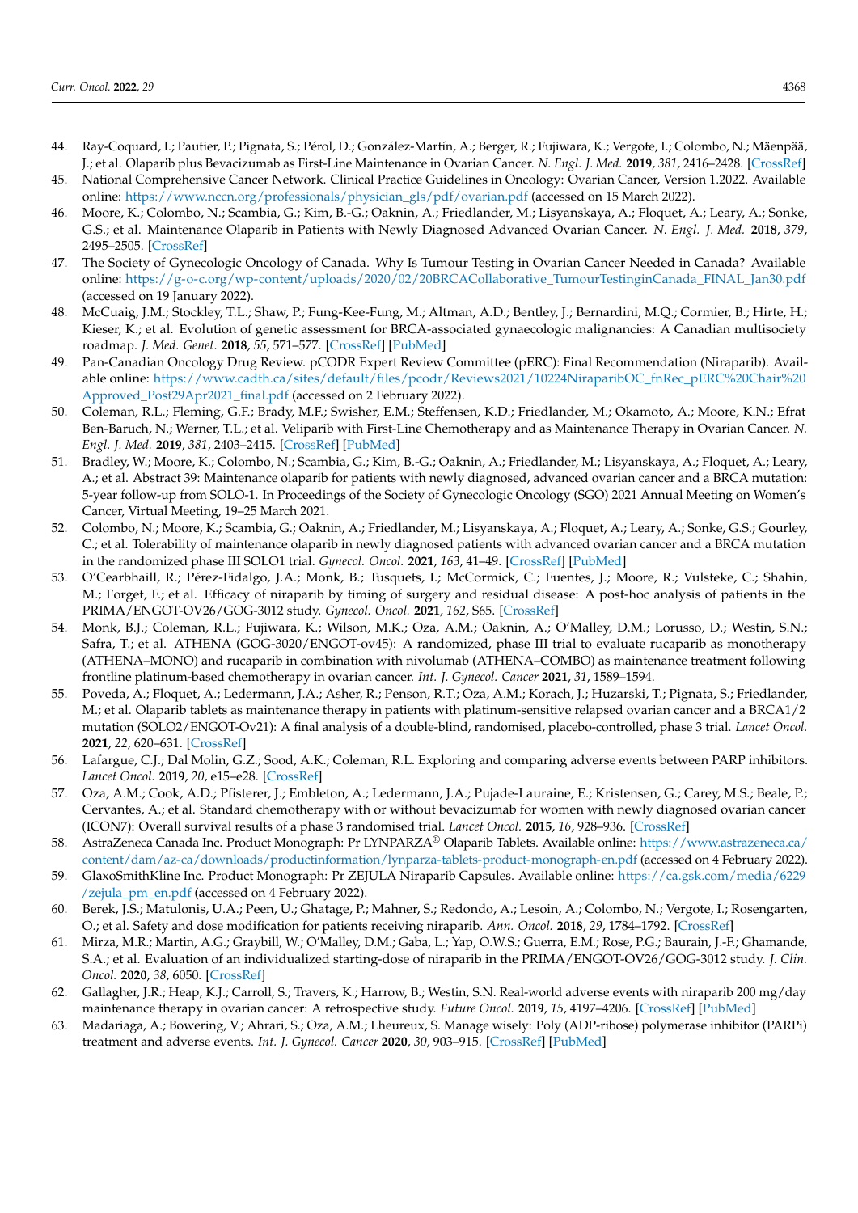44. Ray-Coquard, I.; Pautier, P.; Pignata, S.; Pérol, D.; González-Martín, A.; Berger, R.; Fujiwara, K.; Vergote, I.; Colombo, N.; Mäenpää, J.; et al. Olaparib plus Bevacizumab as First-Line Maintenance in Ovarian Cancer. *N. Engl. J. Med.* **2019**, *381*, 2416–2428. [CrossRef]
45. National Comprehensive Cancer Network. Clinical Practice Guidelines in Oncology: Ovarian Cancer, Version 1.2022. Available online: https://www.nccn.org/professionals/physician_gls/pdf/ovarian.pdf (accessed on 15 March 2022).
46. Moore, K.; Colombo, N.; Scambia, G.; Kim, B.-G.; Oaknin, A.; Friedlander, M.; Lisyanskaya, A.; Floquet, A.; Leary, A.; Sonke, G.S.; et al. Maintenance Olaparib in Patients with Newly Diagnosed Advanced Ovarian Cancer. *N. Engl. J. Med.* **2018**, *379*, 2495–2505. [CrossRef]
47. The Society of Gynecologic Oncology of Canada. Why Is Tumour Testing in Ovarian Cancer Needed in Canada? Available online: https://g-o-c.org/wp-content/uploads/2020/02/20BRCACollaborative_TumourTestinginCanada_FINAL_Jan30.pdf (accessed on 19 January 2022).
48. McCuaig, J.M.; Stockley, T.L.; Shaw, P.; Fung-Kee-Fung, M.; Altman, A.D.; Bentley, J.; Bernardini, M.Q.; Cormier, B.; Hirte, H.; Kieser, K.; et al. Evolution of genetic assessment for BRCA-associated gynaecologic malignancies: A Canadian multisociety roadmap. *J. Med. Genet.* **2018**, *55*, 571–577. [CrossRef] [PubMed]
49. Pan-Canadian Oncology Drug Review. pCODR Expert Review Committee (pERC): Final Recommendation (Niraparib). Available online: https://www.cadth.ca/sites/default/files/pcodr/Reviews2021/10224NiraparibOC_fnRec_pERC%20Chair%20Approved_Post29Apr2021_final.pdf (accessed on 2 February 2022).
50. Coleman, R.L.; Fleming, G.F.; Brady, M.F.; Swisher, E.M.; Steffensen, K.D.; Friedlander, M.; Okamoto, A.; Moore, K.N.; Efrat Ben-Baruch, N.; Werner, T.L.; et al. Veliparib with First-Line Chemotherapy and as Maintenance Therapy in Ovarian Cancer. *N. Engl. J. Med.* **2019**, *381*, 2403–2415. [CrossRef] [PubMed]
51. Bradley, W.; Moore, K.; Colombo, N.; Scambia, G.; Kim, B.-G.; Oaknin, A.; Friedlander, M.; Lisyanskaya, A.; Floquet, A.; Leary, A.; et al. Abstract 39: Maintenance olaparib for patients with newly diagnosed, advanced ovarian cancer and a BRCA mutation: 5-year follow-up from SOLO-1. In Proceedings of the Society of Gynecologic Oncology (SGO) 2021 Annual Meeting on Women's Cancer, Virtual Meeting, 19–25 March 2021.
52. Colombo, N.; Moore, K.; Scambia, G.; Oaknin, A.; Friedlander, M.; Lisyanskaya, A.; Floquet, A.; Leary, A.; Sonke, G.S.; Gourley, C.; et al. Tolerability of maintenance olaparib in newly diagnosed patients with advanced ovarian cancer and a BRCA mutation in the randomized phase III SOLO1 trial. *Gynecol. Oncol.* **2021**, *163*, 41–49. [CrossRef] [PubMed]
53. O'Cearbhaill, R.; Pérez-Fidalgo, J.A.; Monk, B.; Tusquets, I.; McCormick, C.; Fuentes, J.; Moore, R.; Vulsteke, C.; Shahin, M.; Forget, F.; et al. Efficacy of niraparib by timing of surgery and residual disease: A post-hoc analysis of patients in the PRIMA/ENGOT-OV26/GOG-3012 study. *Gynecol. Oncol.* **2021**, *162*, S65. [CrossRef]
54. Monk, B.J.; Coleman, R.L.; Fujiwara, K.; Wilson, M.K.; Oza, A.M.; Oaknin, A.; O'Malley, D.M.; Lorusso, D.; Westin, S.N.; Safra, T.; et al. ATHENA (GOG-3020/ENGOT-ov45): A randomized, phase III trial to evaluate rucaparib as monotherapy (ATHENA–MONO) and rucaparib in combination with nivolumab (ATHENA–COMBO) as maintenance treatment following frontline platinum-based chemotherapy in ovarian cancer. *Int. J. Gynecol. Cancer* **2021**, *31*, 1589–1594.
55. Poveda, A.; Floquet, A.; Ledermann, J.A.; Asher, R.; Penson, R.T.; Oza, A.M.; Korach, J.; Huzarski, T.; Pignata, S.; Friedlander, M.; et al. Olaparib tablets as maintenance therapy in patients with platinum-sensitive relapsed ovarian cancer and a BRCA1/2 mutation (SOLO2/ENGOT-Ov21): A final analysis of a double-blind, randomised, placebo-controlled, phase 3 trial. *Lancet Oncol.* **2021**, *22*, 620–631. [CrossRef]
56. Lafargue, C.J.; Dal Molin, G.Z.; Sood, A.K.; Coleman, R.L. Exploring and comparing adverse events between PARP inhibitors. *Lancet Oncol.* **2019**, *20*, e15–e28. [CrossRef]
57. Oza, A.M.; Cook, A.D.; Pfisterer, J.; Embleton, A.; Ledermann, J.A.; Pujade-Lauraine, E.; Kristensen, G.; Carey, M.S.; Beale, P.; Cervantes, A.; et al. Standard chemotherapy with or without bevacizumab for women with newly diagnosed ovarian cancer (ICON7): Overall survival results of a phase 3 randomised trial. *Lancet Oncol.* **2015**, *16*, 928–936. [CrossRef]
58. AstraZeneca Canada Inc. Product Monograph: Pr LYNPARZA® Olaparib Tablets. Available online: https://www.astrazeneca.ca/content/dam/az-ca/downloads/productinformation/lynparza-tablets-product-monograph-en.pdf (accessed on 4 February 2022).
59. GlaxoSmithKline Inc. Product Monograph: Pr ZEJULA Niraparib Capsules. Available online: https://ca.gsk.com/media/6229/zejula_pm_en.pdf (accessed on 4 February 2022).
60. Berek, J.S.; Matulonis, U.A.; Peen, U.; Ghatage, P.; Mahner, S.; Redondo, A.; Lesoin, A.; Colombo, N.; Vergote, I.; Rosengarten, O.; et al. Safety and dose modification for patients receiving niraparib. *Ann. Oncol.* **2018**, *29*, 1784–1792. [CrossRef]
61. Mirza, M.R.; Martin, A.G.; Graybill, W.; O'Malley, D.M.; Gaba, L.; Yap, O.W.S.; Guerra, E.M.; Rose, P.G.; Baurain, J.-F.; Ghamande, S.A.; et al. Evaluation of an individualized starting-dose of niraparib in the PRIMA/ENGOT-OV26/GOG-3012 study. *J. Clin. Oncol.* **2020**, *38*, 6050. [CrossRef]
62. Gallagher, J.R.; Heap, K.J.; Carroll, S.; Travers, K.; Harrow, B.; Westin, S.N. Real-world adverse events with niraparib 200 mg/day maintenance therapy in ovarian cancer: A retrospective study. *Future Oncol.* **2019**, *15*, 4197–4206. [CrossRef] [PubMed]
63. Madariaga, A.; Bowering, V.; Ahrari, S.; Oza, A.M.; Lheureux, S. Manage wisely: Poly (ADP-ribose) polymerase inhibitor (PARPi) treatment and adverse events. *Int. J. Gynecol. Cancer* **2020**, *30*, 903–915. [CrossRef] [PubMed]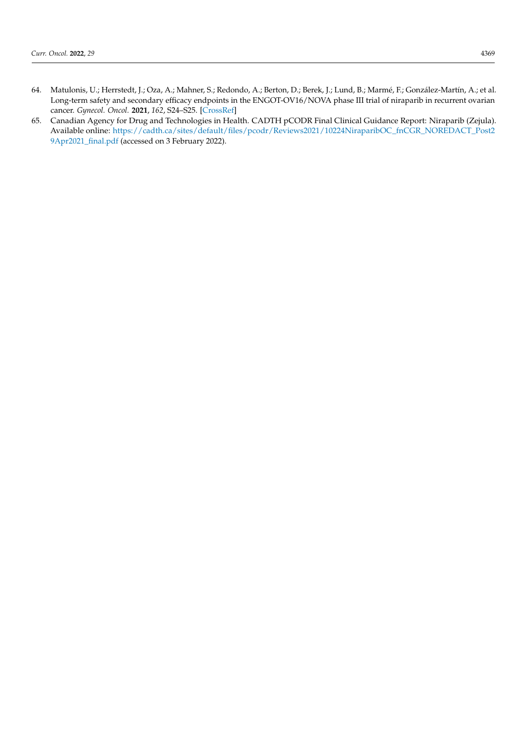64. Matulonis, U.; Herrstedt, J.; Oza, A.; Mahner, S.; Redondo, A.; Berton, D.; Berek, J.; Lund, B.; Marmé, F.; González-Martín, A.; et al. Long-term safety and secondary efficacy endpoints in the ENGOT-OV16/NOVA phase III trial of niraparib in recurrent ovarian cancer. *Gynecol. Oncol.* **2021**, *162*, S24–S25. [CrossRef]
65. Canadian Agency for Drug and Technologies in Health. CADTH pCODR Final Clinical Guidance Report: Niraparib (Zejula). Available online: https://cadth.ca/sites/default/files/pcodr/Reviews2021/10224NiraparibOC_fnCGR_NOREDACT_Post29Apr2021_final.pdf (accessed on 3 February 2022).